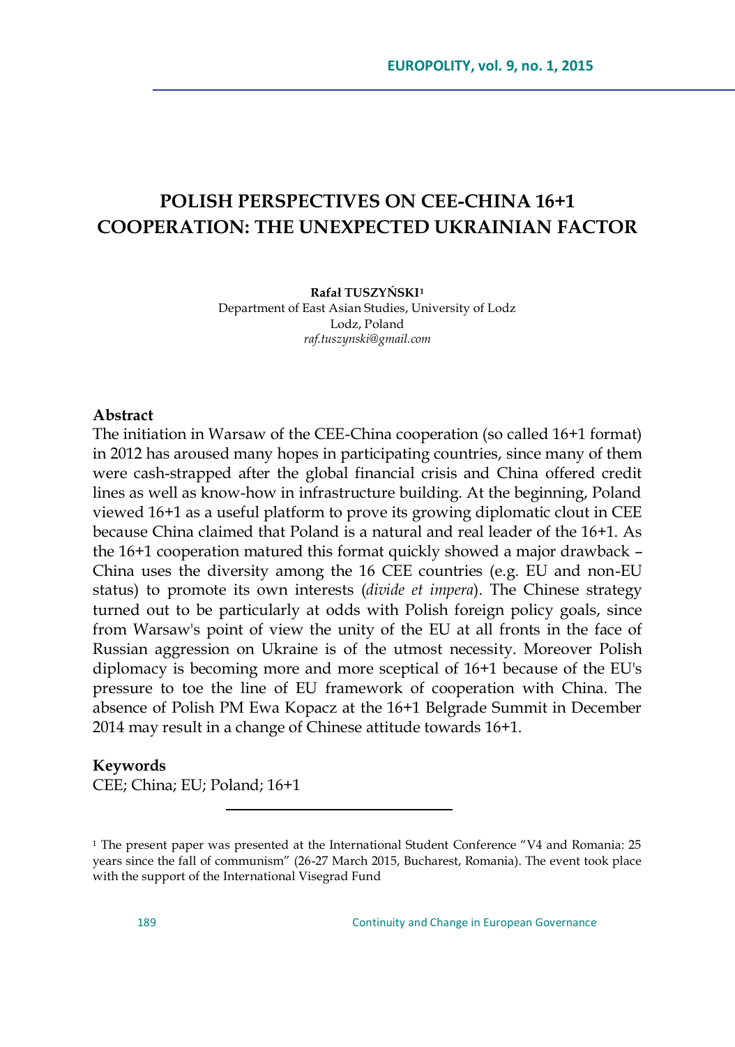# POLISH PERSPECTIVES ON CEE-CHINA 16+1 COOPERATION: THE UNEXPECTED UKRAINIAN FACTOR

**Rafał TUSZYŃSKI**[1]
Department of East Asian Studies, University of Lodz
Lodz, Poland
*raf.tuszynski@gmail.com*

## Abstract

The initiation in Warsaw of the CEE-China cooperation (so called 16+1 format) in 2012 has aroused many hopes in participating countries, since many of them were cash-strapped after the global financial crisis and China offered credit lines as well as know-how in infrastructure building. At the beginning, Poland viewed 16+1 as a useful platform to prove its growing diplomatic clout in CEE because China claimed that Poland is a natural and real leader of the 16+1. As the 16+1 cooperation matured this format quickly showed a major drawback – China uses the diversity among the 16 CEE countries (e.g. EU and non-EU status) to promote its own interests (*divide et impera*). The Chinese strategy turned out to be particularly at odds with Polish foreign policy goals, since from Warsaw's point of view the unity of the EU at all fronts in the face of Russian aggression on Ukraine is of the utmost necessity. Moreover Polish diplomacy is becoming more and more sceptical of 16+1 because of the EU's pressure to toe the line of EU framework of cooperation with China. The absence of Polish PM Ewa Kopacz at the 16+1 Belgrade Summit in December 2014 may result in a change of Chinese attitude towards 16+1.

## Keywords

CEE; China; EU; Poland; 16+1

---

[1] The present paper was presented at the International Student Conference "V4 and Romania: 25 years since the fall of communism" (26-27 March 2015, Bucharest, Romania). The event took place with the support of the International Visegrad Fund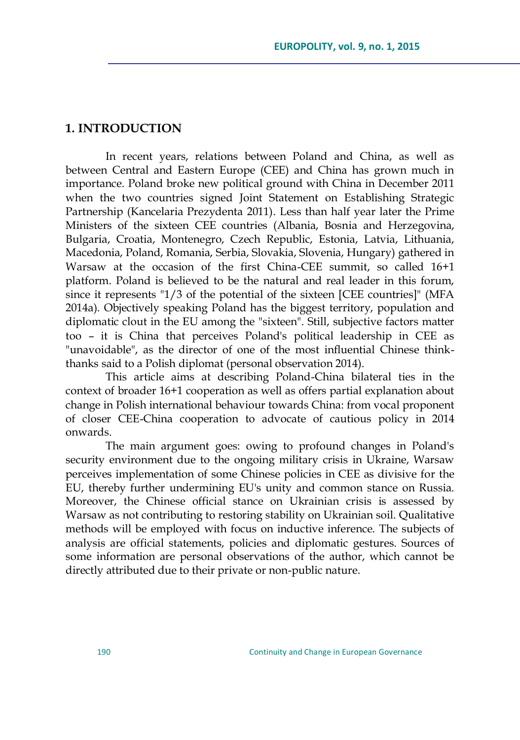## 1. INTRODUCTION

In recent years, relations between Poland and China, as well as between Central and Eastern Europe (CEE) and China has grown much in importance. Poland broke new political ground with China in December 2011 when the two countries signed Joint Statement on Establishing Strategic Partnership (Kancelaria Prezydenta 2011). Less than half year later the Prime Ministers of the sixteen CEE countries (Albania, Bosnia and Herzegovina, Bulgaria, Croatia, Montenegro, Czech Republic, Estonia, Latvia, Lithuania, Macedonia, Poland, Romania, Serbia, Slovakia, Slovenia, Hungary) gathered in Warsaw at the occasion of the first China-CEE summit, so called 16+1 platform. Poland is believed to be the natural and real leader in this forum, since it represents "1/3 of the potential of the sixteen [CEE countries]" (MFA 2014a). Objectively speaking Poland has the biggest territory, population and diplomatic clout in the EU among the "sixteen". Still, subjective factors matter too – it is China that perceives Poland's political leadership in CEE as "unavoidable", as the director of one of the most influential Chinese think-thanks said to a Polish diplomat (personal observation 2014).

This article aims at describing Poland-China bilateral ties in the context of broader 16+1 cooperation as well as offers partial explanation about change in Polish international behaviour towards China: from vocal proponent of closer CEE-China cooperation to advocate of cautious policy in 2014 onwards.

The main argument goes: owing to profound changes in Poland's security environment due to the ongoing military crisis in Ukraine, Warsaw perceives implementation of some Chinese policies in CEE as divisive for the EU, thereby further undermining EU's unity and common stance on Russia. Moreover, the Chinese official stance on Ukrainian crisis is assessed by Warsaw as not contributing to restoring stability on Ukrainian soil. Qualitative methods will be employed with focus on inductive inference. The subjects of analysis are official statements, policies and diplomatic gestures. Sources of some information are personal observations of the author, which cannot be directly attributed due to their private or non-public nature.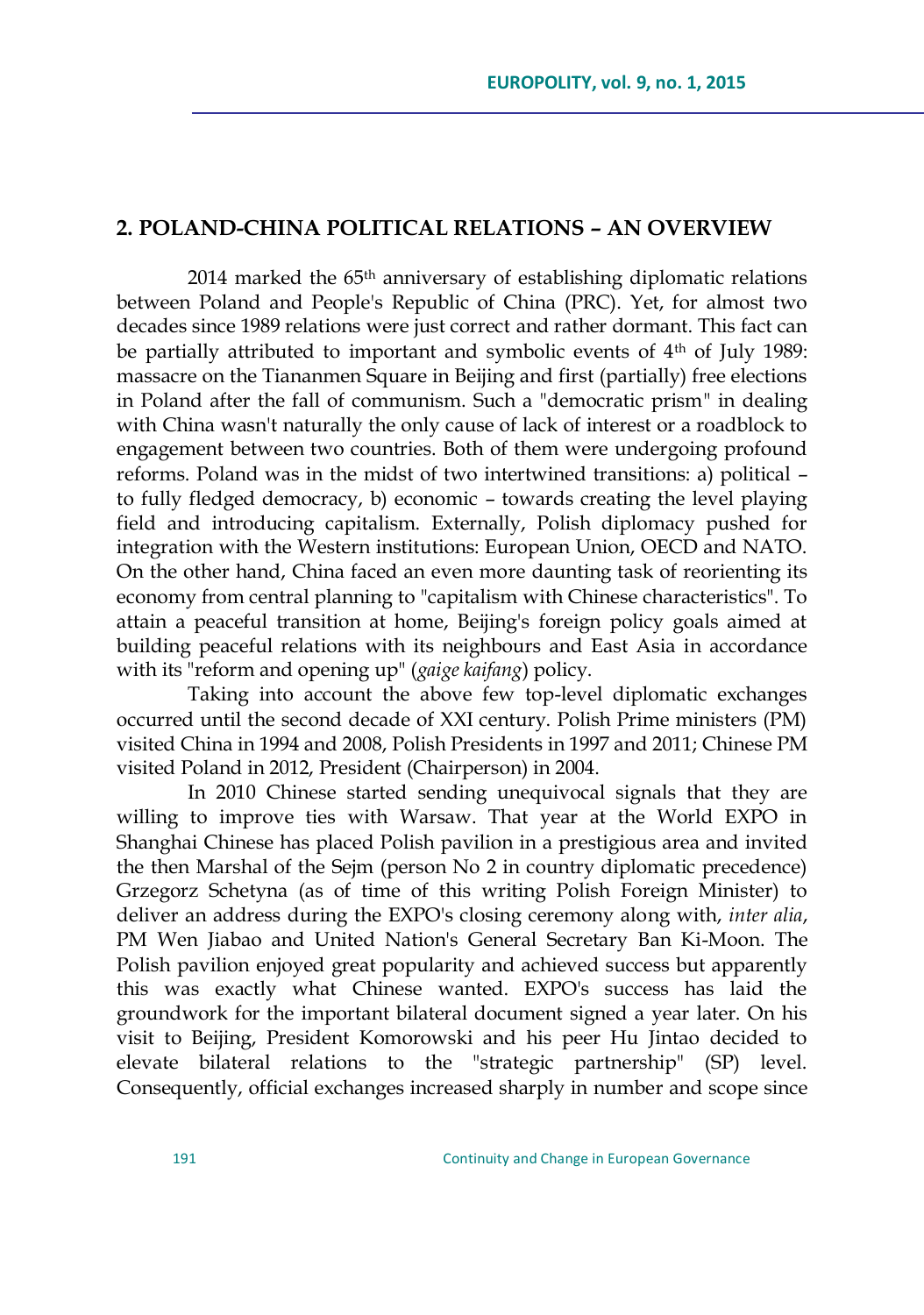## 2. POLAND-CHINA POLITICAL RELATIONS – AN OVERVIEW

2014 marked the 65th anniversary of establishing diplomatic relations between Poland and People's Republic of China (PRC). Yet, for almost two decades since 1989 relations were just correct and rather dormant. This fact can be partially attributed to important and symbolic events of 4th of July 1989: massacre on the Tiananmen Square in Beijing and first (partially) free elections in Poland after the fall of communism. Such a "democratic prism" in dealing with China wasn't naturally the only cause of lack of interest or a roadblock to engagement between two countries. Both of them were undergoing profound reforms. Poland was in the midst of two intertwined transitions: a) political – to fully fledged democracy, b) economic – towards creating the level playing field and introducing capitalism. Externally, Polish diplomacy pushed for integration with the Western institutions: European Union, OECD and NATO. On the other hand, China faced an even more daunting task of reorienting its economy from central planning to "capitalism with Chinese characteristics". To attain a peaceful transition at home, Beijing's foreign policy goals aimed at building peaceful relations with its neighbours and East Asia in accordance with its "reform and opening up" (*gaige kaifang*) policy.

Taking into account the above few top-level diplomatic exchanges occurred until the second decade of XXI century. Polish Prime ministers (PM) visited China in 1994 and 2008, Polish Presidents in 1997 and 2011; Chinese PM visited Poland in 2012, President (Chairperson) in 2004.

In 2010 Chinese started sending unequivocal signals that they are willing to improve ties with Warsaw. That year at the World EXPO in Shanghai Chinese has placed Polish pavilion in a prestigious area and invited the then Marshal of the Sejm (person No 2 in country diplomatic precedence) Grzegorz Schetyna (as of time of this writing Polish Foreign Minister) to deliver an address during the EXPO's closing ceremony along with, *inter alia*, PM Wen Jiabao and United Nation's General Secretary Ban Ki-Moon. The Polish pavilion enjoyed great popularity and achieved success but apparently this was exactly what Chinese wanted. EXPO's success has laid the groundwork for the important bilateral document signed a year later. On his visit to Beijing, President Komorowski and his peer Hu Jintao decided to elevate bilateral relations to the "strategic partnership" (SP) level. Consequently, official exchanges increased sharply in number and scope since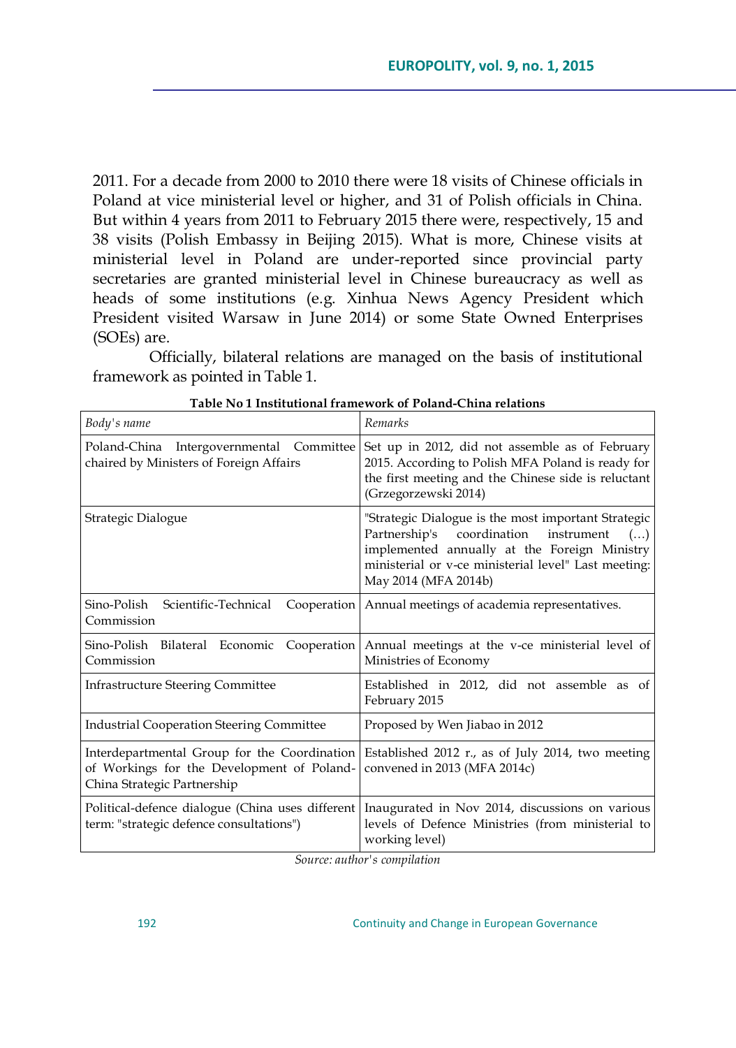2011. For a decade from 2000 to 2010 there were 18 visits of Chinese officials in Poland at vice ministerial level or higher, and 31 of Polish officials in China. But within 4 years from 2011 to February 2015 there were, respectively, 15 and 38 visits (Polish Embassy in Beijing 2015). What is more, Chinese visits at ministerial level in Poland are under-reported since provincial party secretaries are granted ministerial level in Chinese bureaucracy as well as heads of some institutions (e.g. Xinhua News Agency President which President visited Warsaw in June 2014) or some State Owned Enterprises (SOEs) are.

Officially, bilateral relations are managed on the basis of institutional framework as pointed in Table 1.

**Table No 1 Institutional framework of Poland-China relations**

| *Body's name* | *Remarks* |
|---|---|
| Poland-China Intergovernmental Committee chaired by Ministers of Foreign Affairs | Set up in 2012, did not assemble as of February 2015. According to Polish MFA Poland is ready for the first meeting and the Chinese side is reluctant (Grzegorzewski 2014) |
| Strategic Dialogue | "Strategic Dialogue is the most important Strategic Partnership's coordination instrument (…) implemented annually at the Foreign Ministry ministerial or v-ce ministerial level" Last meeting: May 2014 (MFA 2014b) |
| Sino-Polish Scientific-Technical Cooperation Commission | Annual meetings of academia representatives. |
| Sino-Polish Bilateral Economic Cooperation Commission | Annual meetings at the v-ce ministerial level of Ministries of Economy |
| Infrastructure Steering Committee | Established in 2012, did not assemble as of February 2015 |
| Industrial Cooperation Steering Committee | Proposed by Wen Jiabao in 2012 |
| Interdepartmental Group for the Coordination of Workings for the Development of Poland-China Strategic Partnership | Established 2012 r., as of July 2014, two meeting convened in 2013 (MFA 2014c) |
| Political-defence dialogue (China uses different term: "strategic defence consultations") | Inaugurated in Nov 2014, discussions on various levels of Defence Ministries (from ministerial to working level) |

*Source: author's compilation*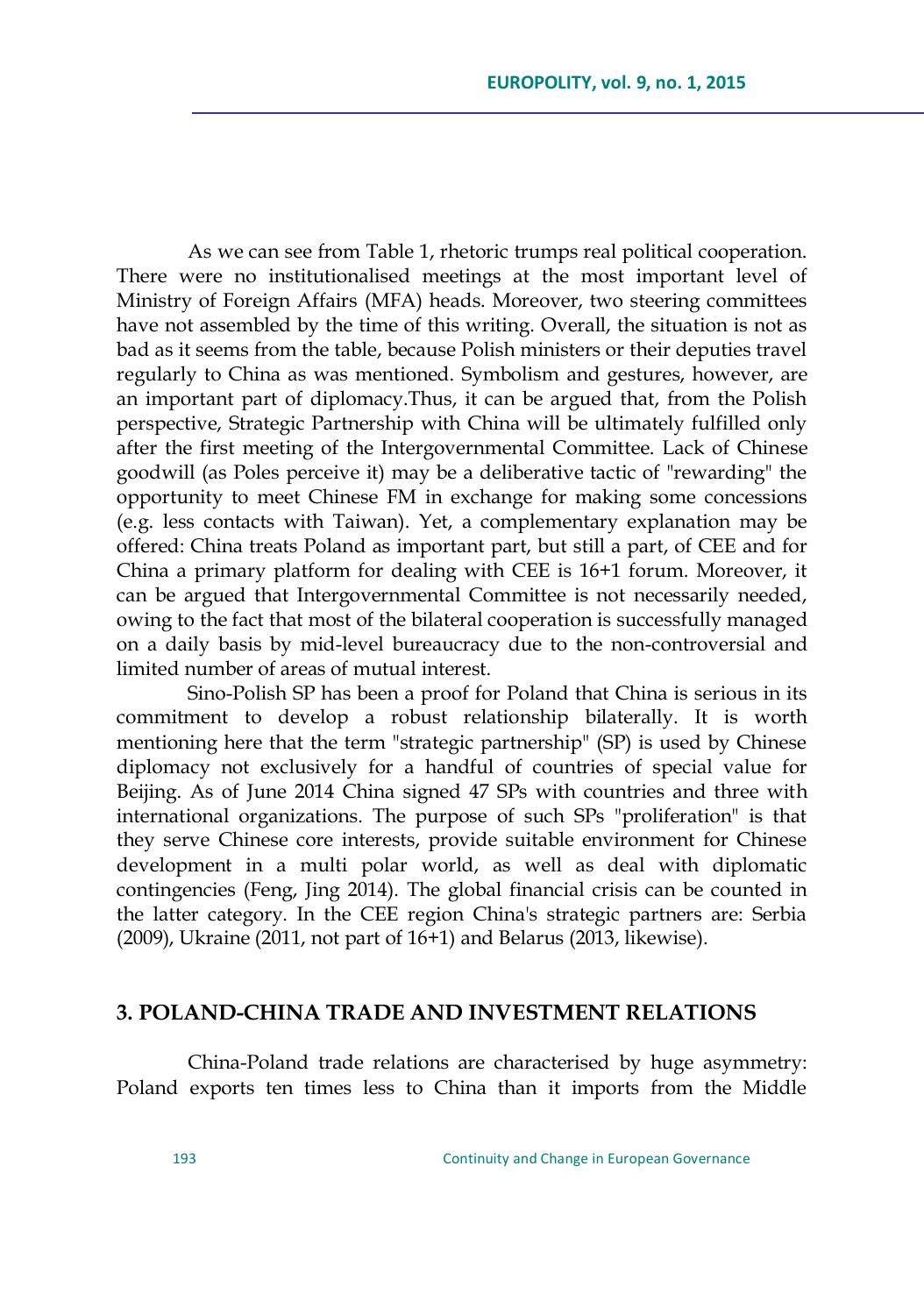As we can see from Table 1, rhetoric trumps real political cooperation. There were no institutionalised meetings at the most important level of Ministry of Foreign Affairs (MFA) heads. Moreover, two steering committees have not assembled by the time of this writing. Overall, the situation is not as bad as it seems from the table, because Polish ministers or their deputies travel regularly to China as was mentioned. Symbolism and gestures, however, are an important part of diplomacy.Thus, it can be argued that, from the Polish perspective, Strategic Partnership with China will be ultimately fulfilled only after the first meeting of the Intergovernmental Committee. Lack of Chinese goodwill (as Poles perceive it) may be a deliberative tactic of "rewarding" the opportunity to meet Chinese FM in exchange for making some concessions (e.g. less contacts with Taiwan). Yet, a complementary explanation may be offered: China treats Poland as important part, but still a part, of CEE and for China a primary platform for dealing with CEE is 16+1 forum. Moreover, it can be argued that Intergovernmental Committee is not necessarily needed, owing to the fact that most of the bilateral cooperation is successfully managed on a daily basis by mid-level bureaucracy due to the non-controversial and limited number of areas of mutual interest.

Sino-Polish SP has been a proof for Poland that China is serious in its commitment to develop a robust relationship bilaterally. It is worth mentioning here that the term "strategic partnership" (SP) is used by Chinese diplomacy not exclusively for a handful of countries of special value for Beijing. As of June 2014 China signed 47 SPs with countries and three with international organizations. The purpose of such SPs "proliferation" is that they serve Chinese core interests, provide suitable environment for Chinese development in a multi polar world, as well as deal with diplomatic contingencies (Feng, Jing 2014). The global financial crisis can be counted in the latter category. In the CEE region China's strategic partners are: Serbia (2009), Ukraine (2011, not part of 16+1) and Belarus (2013, likewise).

## 3. POLAND-CHINA TRADE AND INVESTMENT RELATIONS

China-Poland trade relations are characterised by huge asymmetry: Poland exports ten times less to China than it imports from the Middle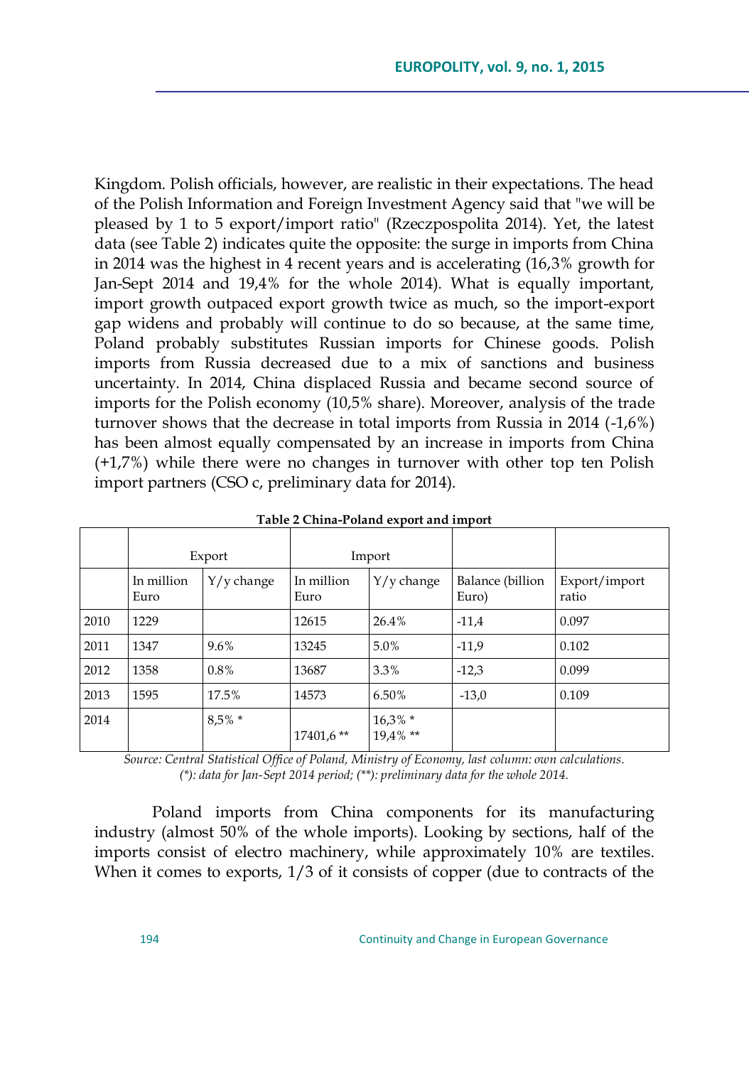Kingdom. Polish officials, however, are realistic in their expectations. The head of the Polish Information and Foreign Investment Agency said that "we will be pleased by 1 to 5 export/import ratio" (Rzeczpospolita 2014). Yet, the latest data (see Table 2) indicates quite the opposite: the surge in imports from China in 2014 was the highest in 4 recent years and is accelerating (16,3% growth for Jan-Sept 2014 and 19,4% for the whole 2014). What is equally important, import growth outpaced export growth twice as much, so the import-export gap widens and probably will continue to do so because, at the same time, Poland probably substitutes Russian imports for Chinese goods. Polish imports from Russia decreased due to a mix of sanctions and business uncertainty. In 2014, China displaced Russia and became second source of imports for the Polish economy (10,5% share). Moreover, analysis of the trade turnover shows that the decrease in total imports from Russia in 2014 (-1,6%) has been almost equally compensated by an increase in imports from China (+1,7%) while there were no changes in turnover with other top ten Polish import partners (CSO c, preliminary data for 2014).

**Table 2 China-Poland export and import**

| | Export | | Import | | | |
|---|---|---|---|---|---|---|
| | In million Euro | Y/y change | In million Euro | Y/y change | Balance (billion Euro) | Export/import ratio |
| 2010 | 1229 | | 12615 | 26.4% | -11,4 | 0.097 |
| 2011 | 1347 | 9.6% | 13245 | 5.0% | -11,9 | 0.102 |
| 2012 | 1358 | 0.8% | 13687 | 3.3% | -12,3 | 0.099 |
| 2013 | 1595 | 17.5% | 14573 | 6.50% | -13,0 | 0.109 |
| 2014 | | 8,5% * | 17401,6 ** | 16,3% * 19,4% ** | | |

*Source: Central Statistical Office of Poland, Ministry of Economy, last column: own calculations.*
*(\*): data for Jan-Sept 2014 period; (\*\*): preliminary data for the whole 2014.*

Poland imports from China components for its manufacturing industry (almost 50% of the whole imports). Looking by sections, half of the imports consist of electro machinery, while approximately 10% are textiles. When it comes to exports, 1/3 of it consists of copper (due to contracts of the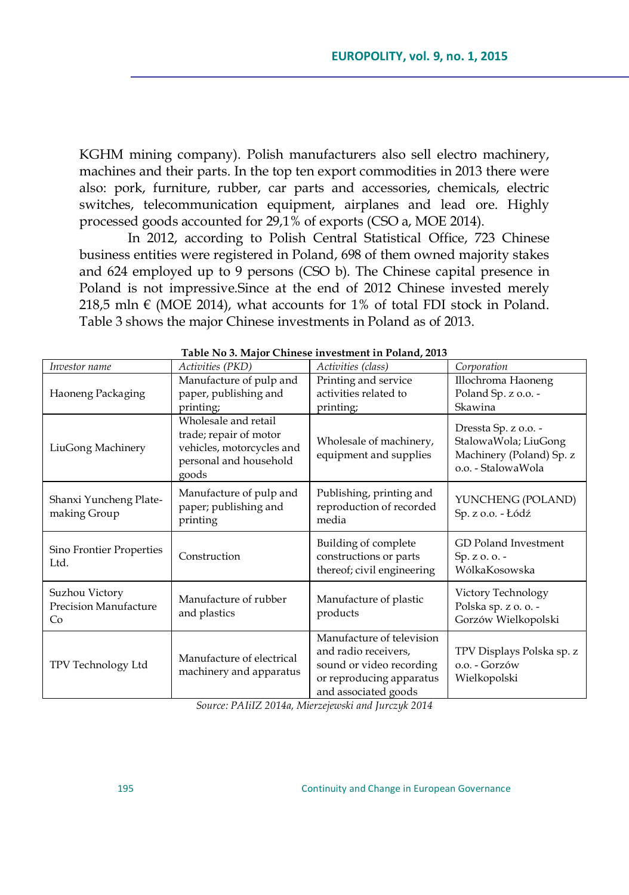KGHM mining company). Polish manufacturers also sell electro machinery, machines and their parts. In the top ten export commodities in 2013 there were also: pork, furniture, rubber, car parts and accessories, chemicals, electric switches, telecommunication equipment, airplanes and lead ore. Highly processed goods accounted for 29,1% of exports (CSO a, MOE 2014).

In 2012, according to Polish Central Statistical Office, 723 Chinese business entities were registered in Poland, 698 of them owned majority stakes and 624 employed up to 9 persons (CSO b). The Chinese capital presence in Poland is not impressive.Since at the end of 2012 Chinese invested merely 218,5 mln € (MOE 2014), what accounts for 1% of total FDI stock in Poland. Table 3 shows the major Chinese investments in Poland as of 2013.

**Table No 3. Major Chinese investment in Poland, 2013**

| *Investor name* | *Activities (PKD)* | *Activities (class)* | *Corporation* |
|---|---|---|---|
| Haoneng Packaging | Manufacture of pulp and paper, publishing and printing; | Printing and service activities related to printing; | Illochroma Haoneng Poland Sp. z o.o. - Skawina |
| LiuGong Machinery | Wholesale and retail trade; repair of motor vehicles, motorcycles and personal and household goods | Wholesale of machinery, equipment and supplies | Dressta Sp. z o.o. - StalowaWola; LiuGong Machinery (Poland) Sp. z o.o. - StalowaWola |
| Shanxi Yuncheng Plate-making Group | Manufacture of pulp and paper; publishing and printing | Publishing, printing and reproduction of recorded media | YUNCHENG (POLAND) Sp. z o.o. - Łódź |
| Sino Frontier Properties Ltd. | Construction | Building of complete constructions or parts thereof; civil engineering | GD Poland Investment Sp. z o. o. - WólkaKosowska |
| Suzhou Victory Precision Manufacture Co | Manufacture of rubber and plastics | Manufacture of plastic products | Victory Technology Polska sp. z o. o. - Gorzów Wielkopolski |
| TPV Technology Ltd | Manufacture of electrical machinery and apparatus | Manufacture of television and radio receivers, sound or video recording or reproducing apparatus and associated goods | TPV Displays Polska sp. z o.o. - Gorzów Wielkopolski |

*Source: PAIiIZ 2014a, Mierzejewski and Jurczyk 2014*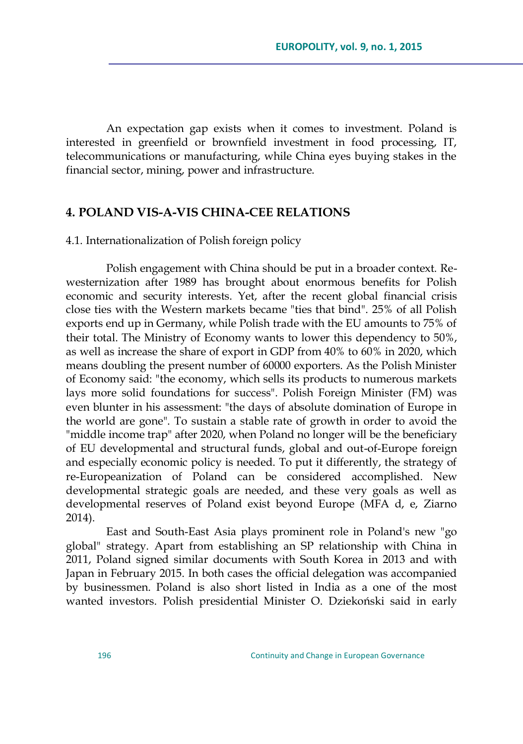An expectation gap exists when it comes to investment. Poland is interested in greenfield or brownfield investment in food processing, IT, telecommunications or manufacturing, while China eyes buying stakes in the financial sector, mining, power and infrastructure.

## 4. POLAND VIS-A-VIS CHINA-CEE RELATIONS

### 4.1. Internationalization of Polish foreign policy

Polish engagement with China should be put in a broader context. Re-westernization after 1989 has brought about enormous benefits for Polish economic and security interests. Yet, after the recent global financial crisis close ties with the Western markets became "ties that bind". 25% of all Polish exports end up in Germany, while Polish trade with the EU amounts to 75% of their total. The Ministry of Economy wants to lower this dependency to 50%, as well as increase the share of export in GDP from 40% to 60% in 2020, which means doubling the present number of 60000 exporters. As the Polish Minister of Economy said: "the economy, which sells its products to numerous markets lays more solid foundations for success". Polish Foreign Minister (FM) was even blunter in his assessment: "the days of absolute domination of Europe in the world are gone". To sustain a stable rate of growth in order to avoid the "middle income trap" after 2020, when Poland no longer will be the beneficiary of EU developmental and structural funds, global and out-of-Europe foreign and especially economic policy is needed. To put it differently, the strategy of re-Europeanization of Poland can be considered accomplished. New developmental strategic goals are needed, and these very goals as well as developmental reserves of Poland exist beyond Europe (MFA d, e, Ziarno 2014).

East and South-East Asia plays prominent role in Poland's new "go global" strategy. Apart from establishing an SP relationship with China in 2011, Poland signed similar documents with South Korea in 2013 and with Japan in February 2015. In both cases the official delegation was accompanied by businessmen. Poland is also short listed in India as a one of the most wanted investors. Polish presidential Minister O. Dziekoński said in early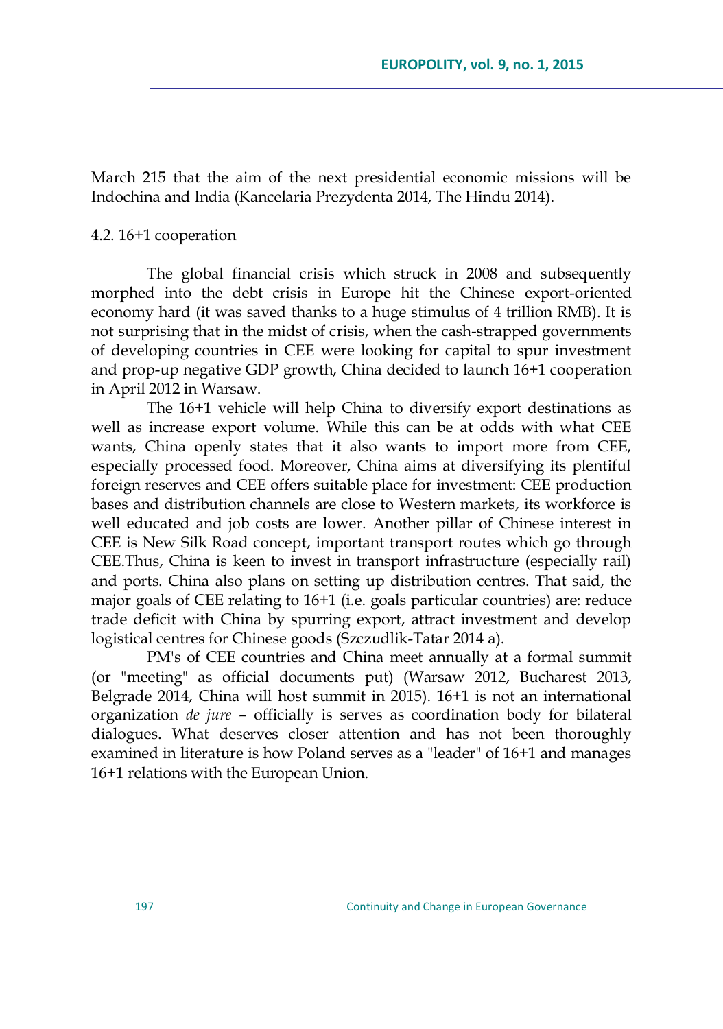March 215 that the aim of the next presidential economic missions will be Indochina and India (Kancelaria Prezydenta 2014, The Hindu 2014).

4.2. 16+1 cooperation

The global financial crisis which struck in 2008 and subsequently morphed into the debt crisis in Europe hit the Chinese export-oriented economy hard (it was saved thanks to a huge stimulus of 4 trillion RMB). It is not surprising that in the midst of crisis, when the cash-strapped governments of developing countries in CEE were looking for capital to spur investment and prop-up negative GDP growth, China decided to launch 16+1 cooperation in April 2012 in Warsaw.

The 16+1 vehicle will help China to diversify export destinations as well as increase export volume. While this can be at odds with what CEE wants, China openly states that it also wants to import more from CEE, especially processed food. Moreover, China aims at diversifying its plentiful foreign reserves and CEE offers suitable place for investment: CEE production bases and distribution channels are close to Western markets, its workforce is well educated and job costs are lower. Another pillar of Chinese interest in CEE is New Silk Road concept, important transport routes which go through CEE.Thus, China is keen to invest in transport infrastructure (especially rail) and ports. China also plans on setting up distribution centres. That said, the major goals of CEE relating to 16+1 (i.e. goals particular countries) are: reduce trade deficit with China by spurring export, attract investment and develop logistical centres for Chinese goods (Szczudlik-Tatar 2014 a).

PM's of CEE countries and China meet annually at a formal summit (or "meeting" as official documents put) (Warsaw 2012, Bucharest 2013, Belgrade 2014, China will host summit in 2015). 16+1 is not an international organization *de jure* – officially is serves as coordination body for bilateral dialogues. What deserves closer attention and has not been thoroughly examined in literature is how Poland serves as a "leader" of 16+1 and manages 16+1 relations with the European Union.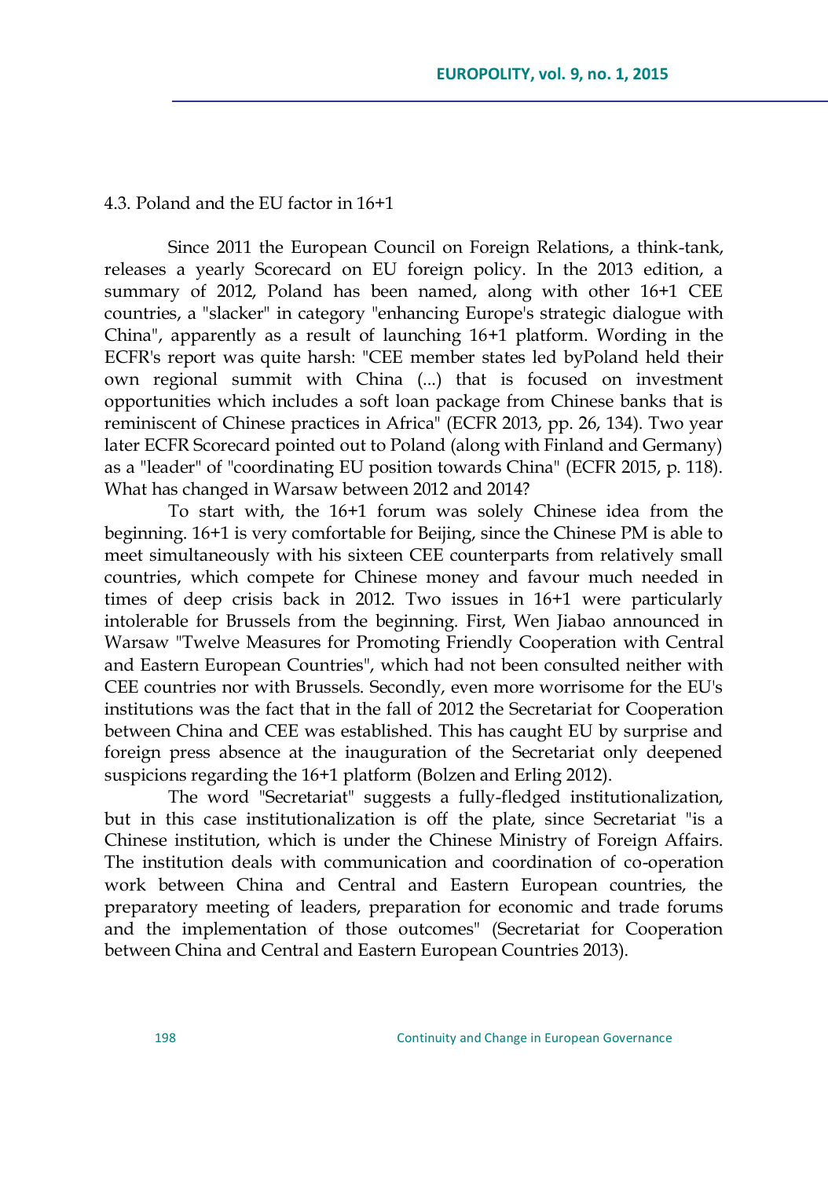### 4.3. Poland and the EU factor in 16+1

Since 2011 the European Council on Foreign Relations, a think-tank, releases a yearly Scorecard on EU foreign policy. In the 2013 edition, a summary of 2012, Poland has been named, along with other 16+1 CEE countries, a "slacker" in category "enhancing Europe's strategic dialogue with China", apparently as a result of launching 16+1 platform. Wording in the ECFR's report was quite harsh: "CEE member states led byPoland held their own regional summit with China (...) that is focused on investment opportunities which includes a soft loan package from Chinese banks that is reminiscent of Chinese practices in Africa" (ECFR 2013, pp. 26, 134). Two year later ECFR Scorecard pointed out to Poland (along with Finland and Germany) as a "leader" of "coordinating EU position towards China" (ECFR 2015, p. 118). What has changed in Warsaw between 2012 and 2014?

To start with, the 16+1 forum was solely Chinese idea from the beginning. 16+1 is very comfortable for Beijing, since the Chinese PM is able to meet simultaneously with his sixteen CEE counterparts from relatively small countries, which compete for Chinese money and favour much needed in times of deep crisis back in 2012. Two issues in 16+1 were particularly intolerable for Brussels from the beginning. First, Wen Jiabao announced in Warsaw "Twelve Measures for Promoting Friendly Cooperation with Central and Eastern European Countries", which had not been consulted neither with CEE countries nor with Brussels. Secondly, even more worrisome for the EU's institutions was the fact that in the fall of 2012 the Secretariat for Cooperation between China and CEE was established. This has caught EU by surprise and foreign press absence at the inauguration of the Secretariat only deepened suspicions regarding the 16+1 platform (Bolzen and Erling 2012).

The word "Secretariat" suggests a fully-fledged institutionalization, but in this case institutionalization is off the plate, since Secretariat "is a Chinese institution, which is under the Chinese Ministry of Foreign Affairs. The institution deals with communication and coordination of co-operation work between China and Central and Eastern European countries, the preparatory meeting of leaders, preparation for economic and trade forums and the implementation of those outcomes" (Secretariat for Cooperation between China and Central and Eastern European Countries 2013).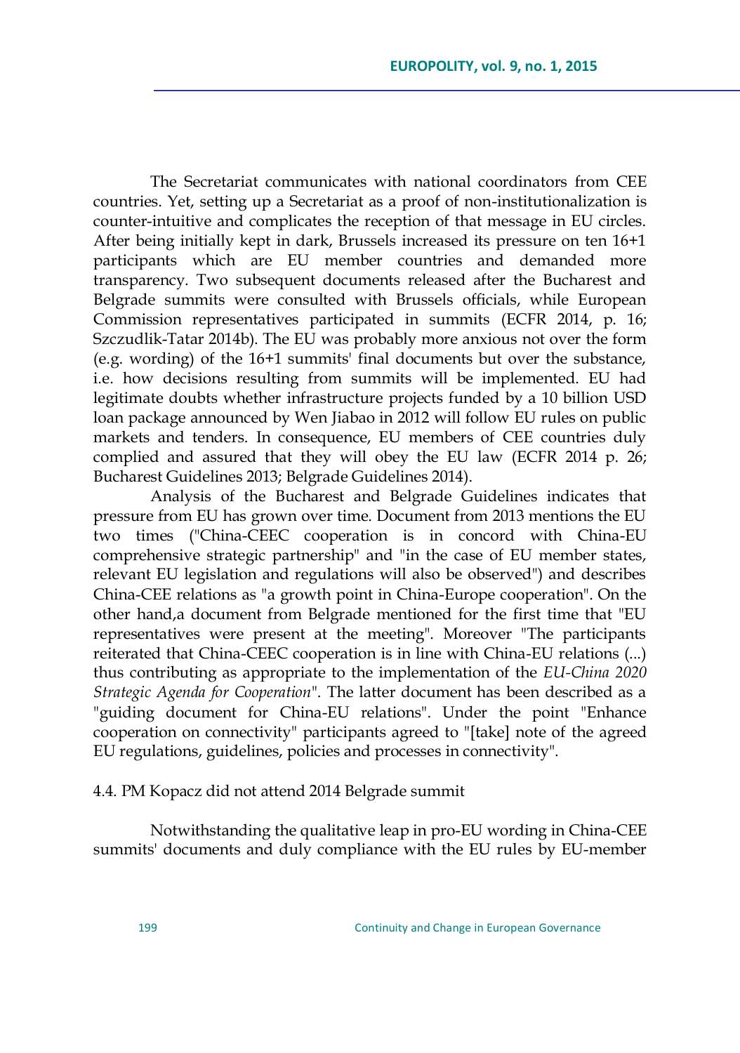The Secretariat communicates with national coordinators from CEE countries. Yet, setting up a Secretariat as a proof of non-institutionalization is counter-intuitive and complicates the reception of that message in EU circles. After being initially kept in dark, Brussels increased its pressure on ten 16+1 participants which are EU member countries and demanded more transparency. Two subsequent documents released after the Bucharest and Belgrade summits were consulted with Brussels officials, while European Commission representatives participated in summits (ECFR 2014, p. 16; Szczudlik-Tatar 2014b). The EU was probably more anxious not over the form (e.g. wording) of the 16+1 summits' final documents but over the substance, i.e. how decisions resulting from summits will be implemented. EU had legitimate doubts whether infrastructure projects funded by a 10 billion USD loan package announced by Wen Jiabao in 2012 will follow EU rules on public markets and tenders. In consequence, EU members of CEE countries duly complied and assured that they will obey the EU law (ECFR 2014 p. 26; Bucharest Guidelines 2013; Belgrade Guidelines 2014).

Analysis of the Bucharest and Belgrade Guidelines indicates that pressure from EU has grown over time. Document from 2013 mentions the EU two times ("China-CEEC cooperation is in concord with China-EU comprehensive strategic partnership" and "in the case of EU member states, relevant EU legislation and regulations will also be observed") and describes China-CEE relations as "a growth point in China-Europe cooperation". On the other hand,a document from Belgrade mentioned for the first time that "EU representatives were present at the meeting". Moreover "The participants reiterated that China-CEEC cooperation is in line with China-EU relations (...) thus contributing as appropriate to the implementation of the *EU-China 2020 Strategic Agenda for Cooperation*". The latter document has been described as a "guiding document for China-EU relations". Under the point "Enhance cooperation on connectivity" participants agreed to "[take] note of the agreed EU regulations, guidelines, policies and processes in connectivity".

### 4.4. PM Kopacz did not attend 2014 Belgrade summit

Notwithstanding the qualitative leap in pro-EU wording in China-CEE summits' documents and duly compliance with the EU rules by EU-member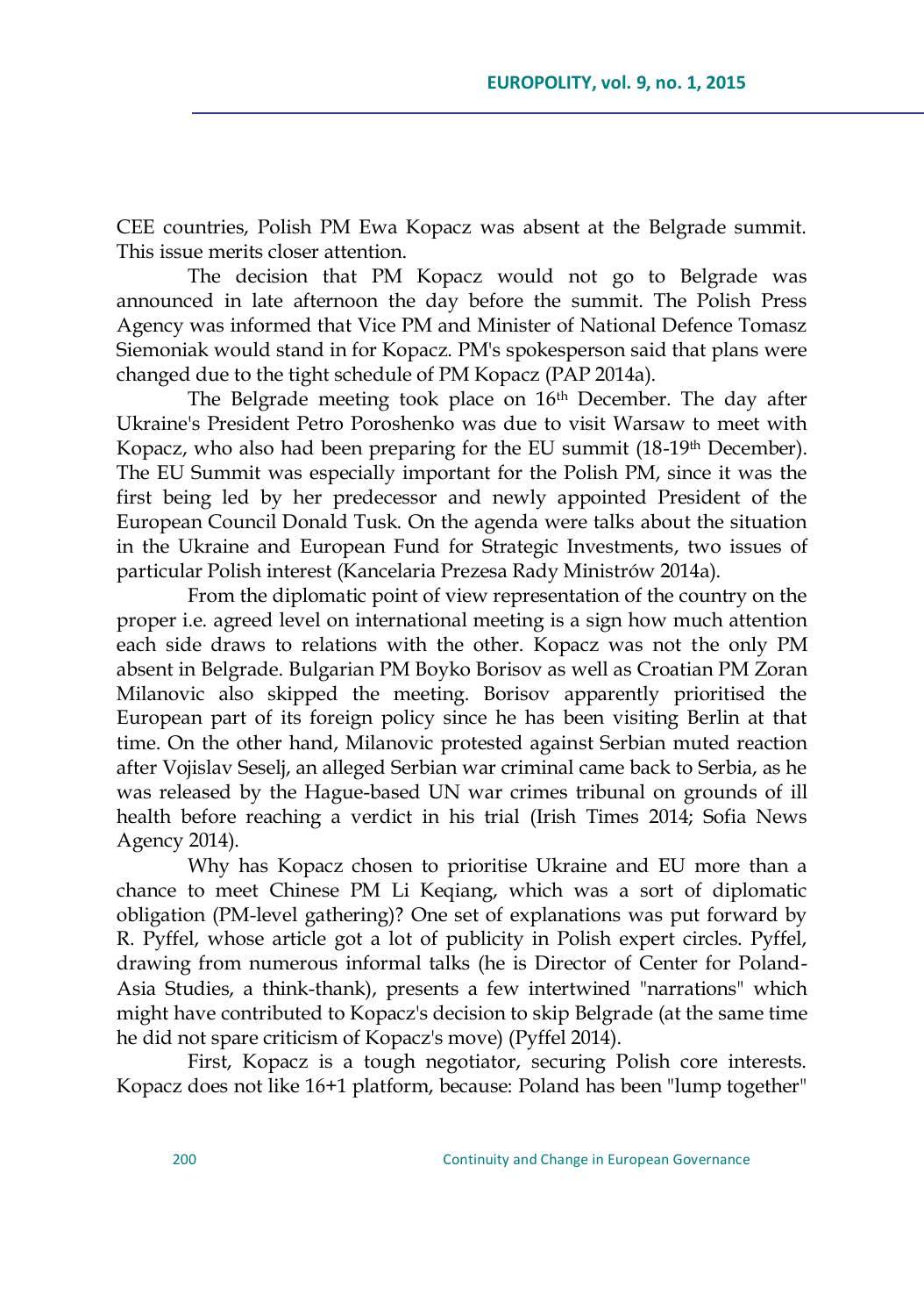CEE countries, Polish PM Ewa Kopacz was absent at the Belgrade summit. This issue merits closer attention.

The decision that PM Kopacz would not go to Belgrade was announced in late afternoon the day before the summit. The Polish Press Agency was informed that Vice PM and Minister of National Defence Tomasz Siemoniak would stand in for Kopacz. PM's spokesperson said that plans were changed due to the tight schedule of PM Kopacz (PAP 2014a).

The Belgrade meeting took place on 16th December. The day after Ukraine's President Petro Poroshenko was due to visit Warsaw to meet with Kopacz, who also had been preparing for the EU summit (18-19th December). The EU Summit was especially important for the Polish PM, since it was the first being led by her predecessor and newly appointed President of the European Council Donald Tusk. On the agenda were talks about the situation in the Ukraine and European Fund for Strategic Investments, two issues of particular Polish interest (Kancelaria Prezesa Rady Ministrów 2014a).

From the diplomatic point of view representation of the country on the proper i.e. agreed level on international meeting is a sign how much attention each side draws to relations with the other. Kopacz was not the only PM absent in Belgrade. Bulgarian PM Boyko Borisov as well as Croatian PM Zoran Milanovic also skipped the meeting. Borisov apparently prioritised the European part of its foreign policy since he has been visiting Berlin at that time. On the other hand, Milanovic protested against Serbian muted reaction after Vojislav Seselj, an alleged Serbian war criminal came back to Serbia, as he was released by the Hague-based UN war crimes tribunal on grounds of ill health before reaching a verdict in his trial (Irish Times 2014; Sofia News Agency 2014).

Why has Kopacz chosen to prioritise Ukraine and EU more than a chance to meet Chinese PM Li Keqiang, which was a sort of diplomatic obligation (PM-level gathering)? One set of explanations was put forward by R. Pyffel, whose article got a lot of publicity in Polish expert circles. Pyffel, drawing from numerous informal talks (he is Director of Center for Poland-Asia Studies, a think-thank), presents a few intertwined "narrations" which might have contributed to Kopacz's decision to skip Belgrade (at the same time he did not spare criticism of Kopacz's move) (Pyffel 2014).

First, Kopacz is a tough negotiator, securing Polish core interests. Kopacz does not like 16+1 platform, because: Poland has been "lump together"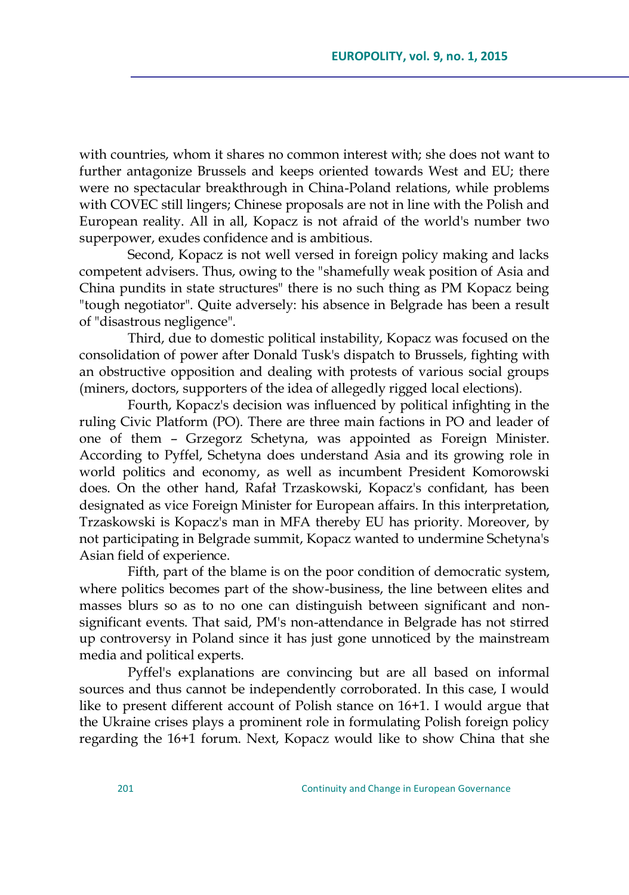with countries, whom it shares no common interest with; she does not want to further antagonize Brussels and keeps oriented towards West and EU; there were no spectacular breakthrough in China-Poland relations, while problems with COVEC still lingers; Chinese proposals are not in line with the Polish and European reality. All in all, Kopacz is not afraid of the world's number two superpower, exudes confidence and is ambitious.

Second, Kopacz is not well versed in foreign policy making and lacks competent advisers. Thus, owing to the "shamefully weak position of Asia and China pundits in state structures" there is no such thing as PM Kopacz being "tough negotiator". Quite adversely: his absence in Belgrade has been a result of "disastrous negligence".

Third, due to domestic political instability, Kopacz was focused on the consolidation of power after Donald Tusk's dispatch to Brussels, fighting with an obstructive opposition and dealing with protests of various social groups (miners, doctors, supporters of the idea of allegedly rigged local elections).

Fourth, Kopacz's decision was influenced by political infighting in the ruling Civic Platform (PO). There are three main factions in PO and leader of one of them – Grzegorz Schetyna, was appointed as Foreign Minister. According to Pyffel, Schetyna does understand Asia and its growing role in world politics and economy, as well as incumbent President Komorowski does. On the other hand, Rafał Trzaskowski, Kopacz's confidant, has been designated as vice Foreign Minister for European affairs. In this interpretation, Trzaskowski is Kopacz's man in MFA thereby EU has priority. Moreover, by not participating in Belgrade summit, Kopacz wanted to undermine Schetyna's Asian field of experience.

Fifth, part of the blame is on the poor condition of democratic system, where politics becomes part of the show-business, the line between elites and masses blurs so as to no one can distinguish between significant and non-significant events. That said, PM's non-attendance in Belgrade has not stirred up controversy in Poland since it has just gone unnoticed by the mainstream media and political experts.

Pyffel's explanations are convincing but are all based on informal sources and thus cannot be independently corroborated. In this case, I would like to present different account of Polish stance on 16+1. I would argue that the Ukraine crises plays a prominent role in formulating Polish foreign policy regarding the 16+1 forum. Next, Kopacz would like to show China that she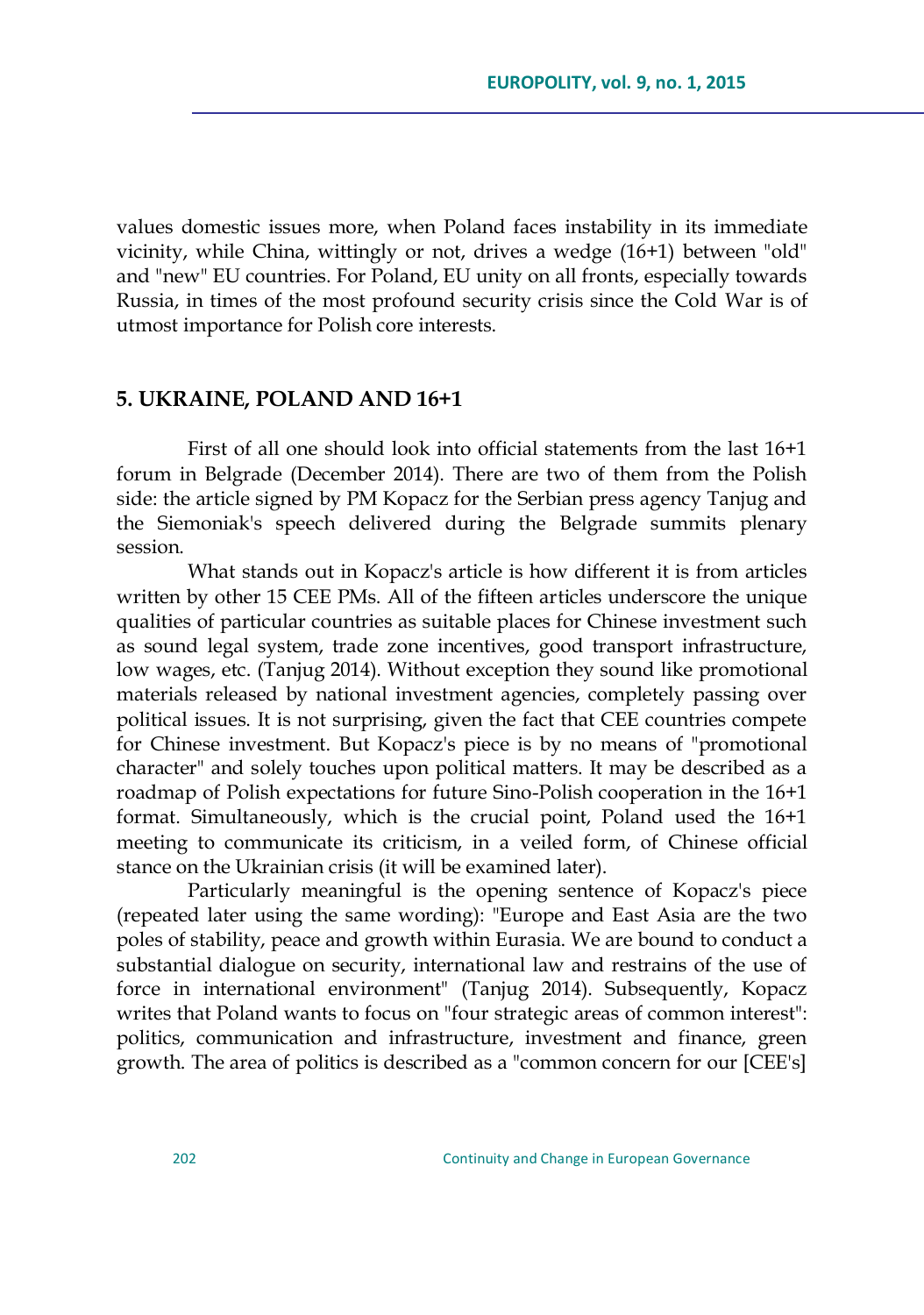values domestic issues more, when Poland faces instability in its immediate vicinity, while China, wittingly or not, drives a wedge (16+1) between "old" and "new" EU countries. For Poland, EU unity on all fronts, especially towards Russia, in times of the most profound security crisis since the Cold War is of utmost importance for Polish core interests.

## 5. UKRAINE, POLAND AND 16+1

First of all one should look into official statements from the last 16+1 forum in Belgrade (December 2014). There are two of them from the Polish side: the article signed by PM Kopacz for the Serbian press agency Tanjug and the Siemoniak's speech delivered during the Belgrade summits plenary session.

What stands out in Kopacz's article is how different it is from articles written by other 15 CEE PMs. All of the fifteen articles underscore the unique qualities of particular countries as suitable places for Chinese investment such as sound legal system, trade zone incentives, good transport infrastructure, low wages, etc. (Tanjug 2014). Without exception they sound like promotional materials released by national investment agencies, completely passing over political issues. It is not surprising, given the fact that CEE countries compete for Chinese investment. But Kopacz's piece is by no means of "promotional character" and solely touches upon political matters. It may be described as a roadmap of Polish expectations for future Sino-Polish cooperation in the 16+1 format. Simultaneously, which is the crucial point, Poland used the 16+1 meeting to communicate its criticism, in a veiled form, of Chinese official stance on the Ukrainian crisis (it will be examined later).

Particularly meaningful is the opening sentence of Kopacz's piece (repeated later using the same wording): "Europe and East Asia are the two poles of stability, peace and growth within Eurasia. We are bound to conduct a substantial dialogue on security, international law and restrains of the use of force in international environment" (Tanjug 2014). Subsequently, Kopacz writes that Poland wants to focus on "four strategic areas of common interest": politics, communication and infrastructure, investment and finance, green growth. The area of politics is described as a "common concern for our [CEE's]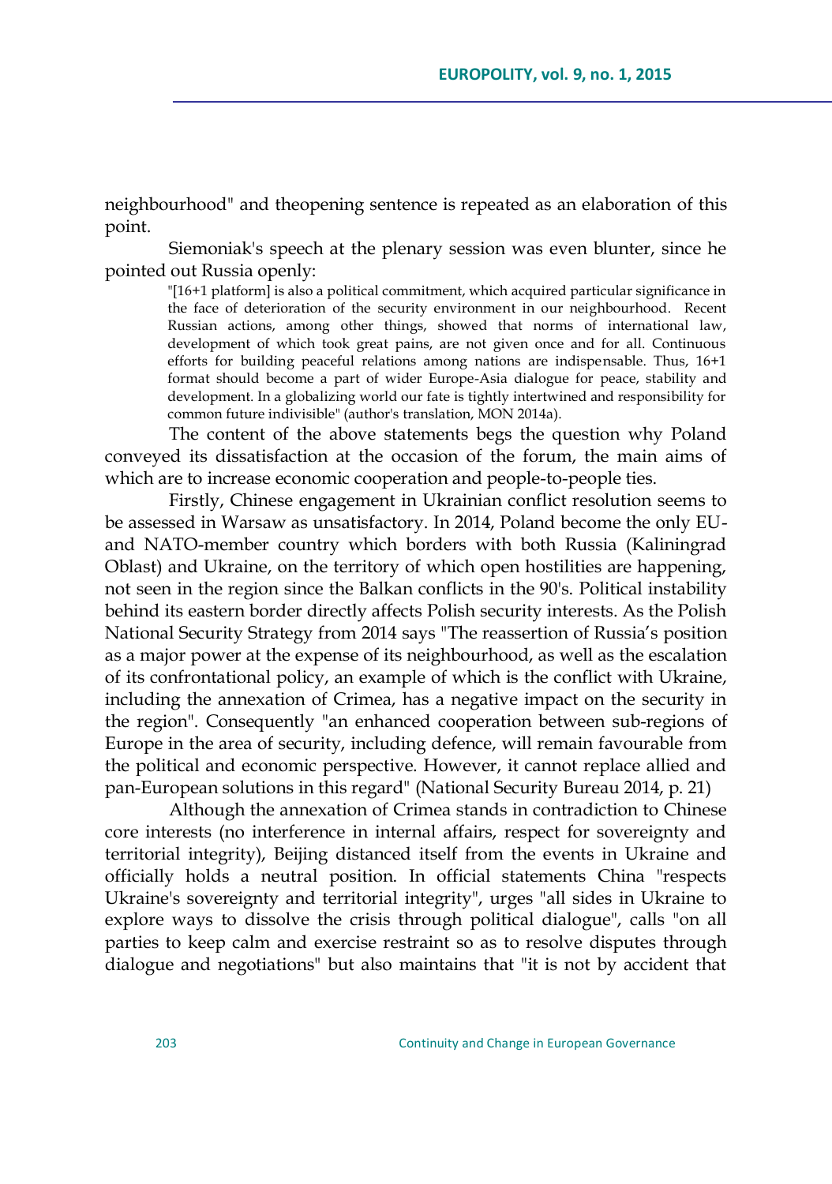neighbourhood" and theopening sentence is repeated as an elaboration of this point.

Siemoniak's speech at the plenary session was even blunter, since he pointed out Russia openly:

> "[16+1 platform] is also a political commitment, which acquired particular significance in the face of deterioration of the security environment in our neighbourhood. Recent Russian actions, among other things, showed that norms of international law, development of which took great pains, are not given once and for all. Continuous efforts for building peaceful relations among nations are indispensable. Thus, 16+1 format should become a part of wider Europe-Asia dialogue for peace, stability and development. In a globalizing world our fate is tightly intertwined and responsibility for common future indivisible" (author's translation, MON 2014a).

The content of the above statements begs the question why Poland conveyed its dissatisfaction at the occasion of the forum, the main aims of which are to increase economic cooperation and people-to-people ties.

Firstly, Chinese engagement in Ukrainian conflict resolution seems to be assessed in Warsaw as unsatisfactory. In 2014, Poland become the only EU- and NATO-member country which borders with both Russia (Kaliningrad Oblast) and Ukraine, on the territory of which open hostilities are happening, not seen in the region since the Balkan conflicts in the 90's. Political instability behind its eastern border directly affects Polish security interests. As the Polish National Security Strategy from 2014 says "The reassertion of Russia's position as a major power at the expense of its neighbourhood, as well as the escalation of its confrontational policy, an example of which is the conflict with Ukraine, including the annexation of Crimea, has a negative impact on the security in the region". Consequently "an enhanced cooperation between sub-regions of Europe in the area of security, including defence, will remain favourable from the political and economic perspective. However, it cannot replace allied and pan-European solutions in this regard" (National Security Bureau 2014, p. 21)

Although the annexation of Crimea stands in contradiction to Chinese core interests (no interference in internal affairs, respect for sovereignty and territorial integrity), Beijing distanced itself from the events in Ukraine and officially holds a neutral position. In official statements China "respects Ukraine's sovereignty and territorial integrity", urges "all sides in Ukraine to explore ways to dissolve the crisis through political dialogue", calls "on all parties to keep calm and exercise restraint so as to resolve disputes through dialogue and negotiations" but also maintains that "it is not by accident that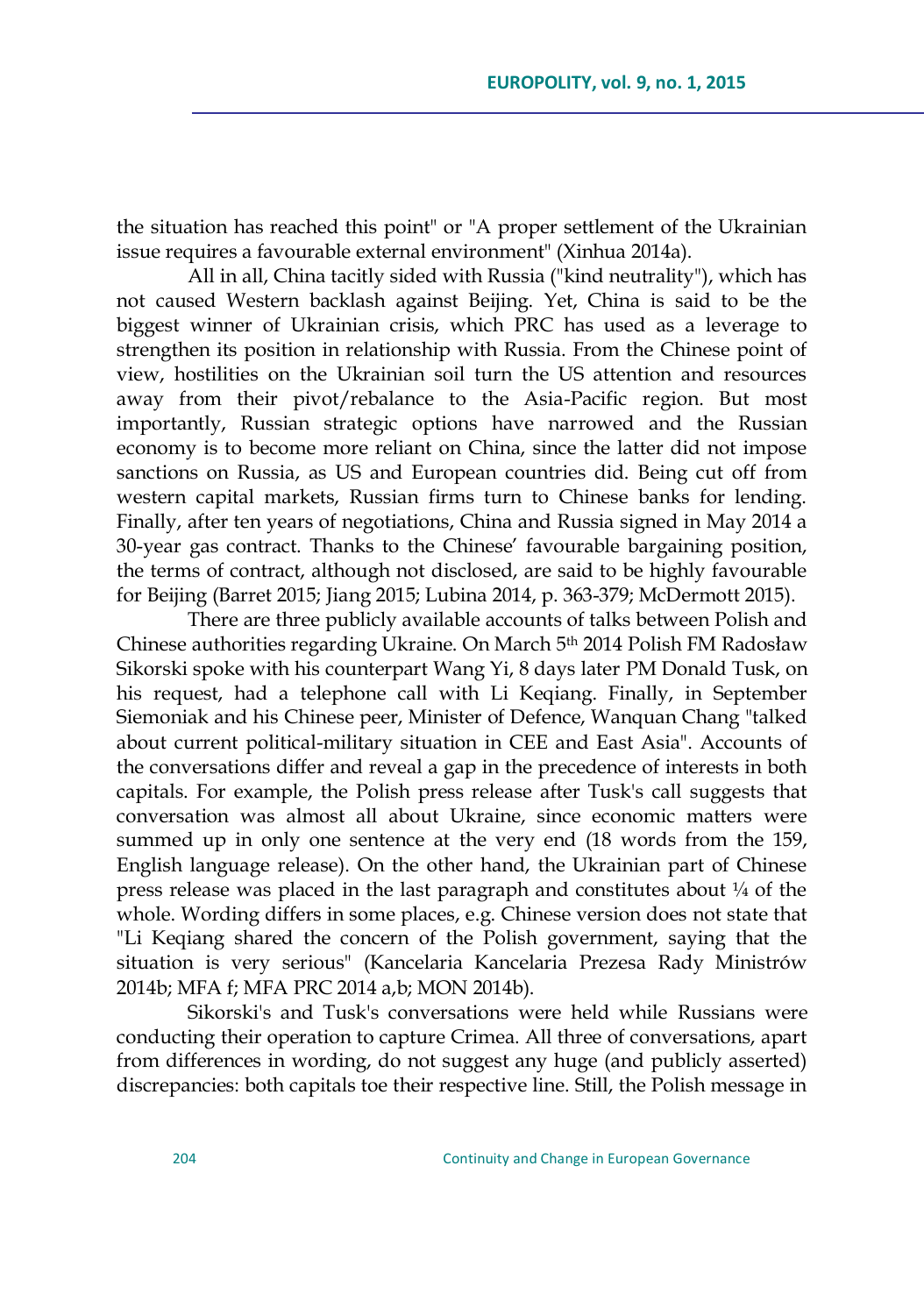the situation has reached this point" or "A proper settlement of the Ukrainian issue requires a favourable external environment" (Xinhua 2014a).

All in all, China tacitly sided with Russia ("kind neutrality"), which has not caused Western backlash against Beijing. Yet, China is said to be the biggest winner of Ukrainian crisis, which PRC has used as a leverage to strengthen its position in relationship with Russia. From the Chinese point of view, hostilities on the Ukrainian soil turn the US attention and resources away from their pivot/rebalance to the Asia-Pacific region. But most importantly, Russian strategic options have narrowed and the Russian economy is to become more reliant on China, since the latter did not impose sanctions on Russia, as US and European countries did. Being cut off from western capital markets, Russian firms turn to Chinese banks for lending. Finally, after ten years of negotiations, China and Russia signed in May 2014 a 30-year gas contract. Thanks to the Chinese' favourable bargaining position, the terms of contract, although not disclosed, are said to be highly favourable for Beijing (Barret 2015; Jiang 2015; Lubina 2014, p. 363-379; McDermott 2015).

There are three publicly available accounts of talks between Polish and Chinese authorities regarding Ukraine. On March 5th 2014 Polish FM Radosław Sikorski spoke with his counterpart Wang Yi, 8 days later PM Donald Tusk, on his request, had a telephone call with Li Keqiang. Finally, in September Siemoniak and his Chinese peer, Minister of Defence, Wanquan Chang "talked about current political-military situation in CEE and East Asia". Accounts of the conversations differ and reveal a gap in the precedence of interests in both capitals. For example, the Polish press release after Tusk's call suggests that conversation was almost all about Ukraine, since economic matters were summed up in only one sentence at the very end (18 words from the 159, English language release). On the other hand, the Ukrainian part of Chinese press release was placed in the last paragraph and constitutes about ¼ of the whole. Wording differs in some places, e.g. Chinese version does not state that "Li Keqiang shared the concern of the Polish government, saying that the situation is very serious" (Kancelaria Kancelaria Prezesa Rady Ministrów 2014b; MFA f; MFA PRC 2014 a,b; MON 2014b).

Sikorski's and Tusk's conversations were held while Russians were conducting their operation to capture Crimea. All three of conversations, apart from differences in wording, do not suggest any huge (and publicly asserted) discrepancies: both capitals toe their respective line. Still, the Polish message in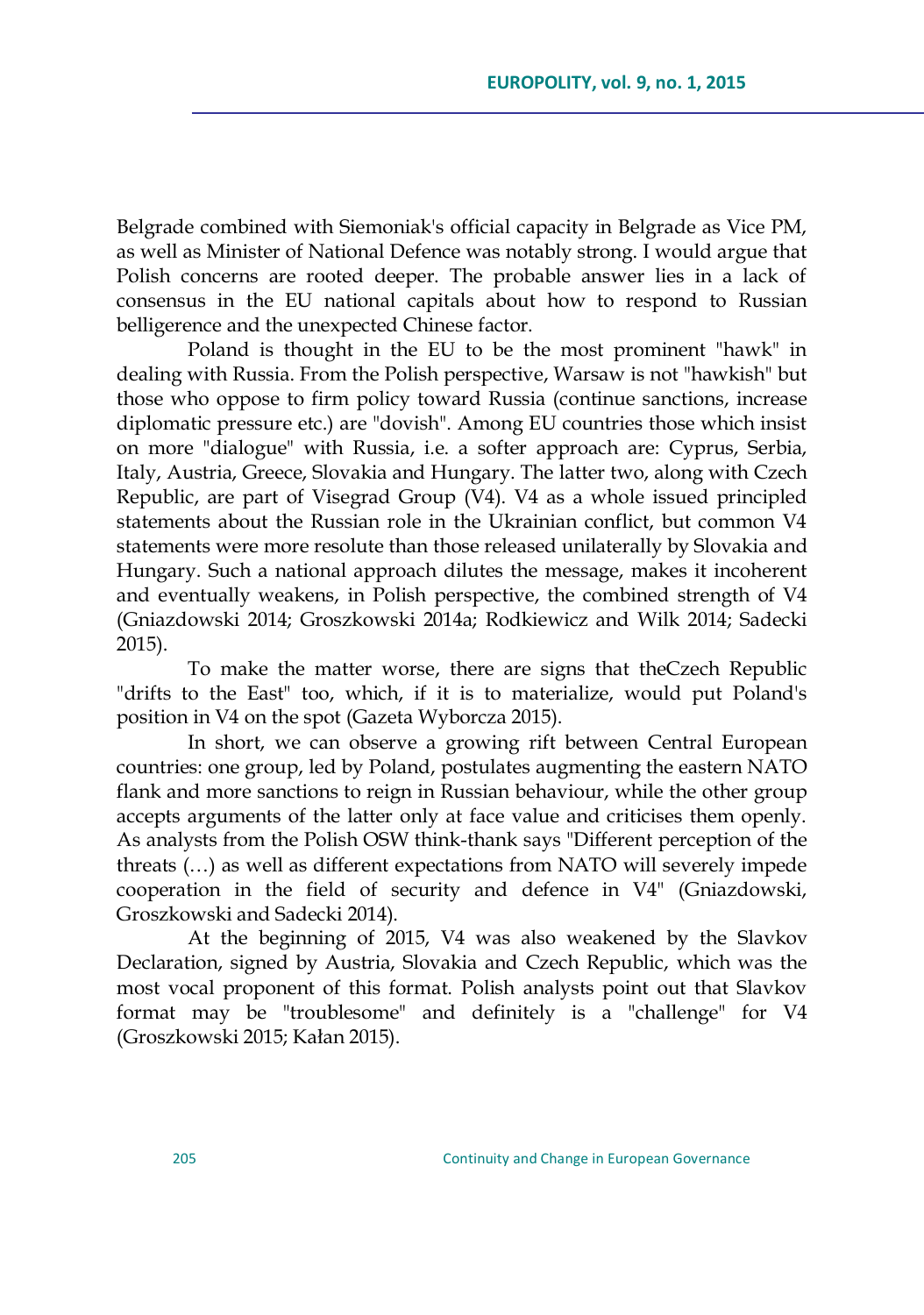Belgrade combined with Siemoniak's official capacity in Belgrade as Vice PM, as well as Minister of National Defence was notably strong. I would argue that Polish concerns are rooted deeper. The probable answer lies in a lack of consensus in the EU national capitals about how to respond to Russian belligerence and the unexpected Chinese factor.

Poland is thought in the EU to be the most prominent "hawk" in dealing with Russia. From the Polish perspective, Warsaw is not "hawkish" but those who oppose to firm policy toward Russia (continue sanctions, increase diplomatic pressure etc.) are "dovish". Among EU countries those which insist on more "dialogue" with Russia, i.e. a softer approach are: Cyprus, Serbia, Italy, Austria, Greece, Slovakia and Hungary. The latter two, along with Czech Republic, are part of Visegrad Group (V4). V4 as a whole issued principled statements about the Russian role in the Ukrainian conflict, but common V4 statements were more resolute than those released unilaterally by Slovakia and Hungary. Such a national approach dilutes the message, makes it incoherent and eventually weakens, in Polish perspective, the combined strength of V4 (Gniazdowski 2014; Groszkowski 2014a; Rodkiewicz and Wilk 2014; Sadecki 2015).

To make the matter worse, there are signs that theCzech Republic "drifts to the East" too, which, if it is to materialize, would put Poland's position in V4 on the spot (Gazeta Wyborcza 2015).

In short, we can observe a growing rift between Central European countries: one group, led by Poland, postulates augmenting the eastern NATO flank and more sanctions to reign in Russian behaviour, while the other group accepts arguments of the latter only at face value and criticises them openly. As analysts from the Polish OSW think-thank says "Different perception of the threats (…) as well as different expectations from NATO will severely impede cooperation in the field of security and defence in V4" (Gniazdowski, Groszkowski and Sadecki 2014).

At the beginning of 2015, V4 was also weakened by the Slavkov Declaration, signed by Austria, Slovakia and Czech Republic, which was the most vocal proponent of this format. Polish analysts point out that Slavkov format may be "troublesome" and definitely is a "challenge" for V4 (Groszkowski 2015; Kałan 2015).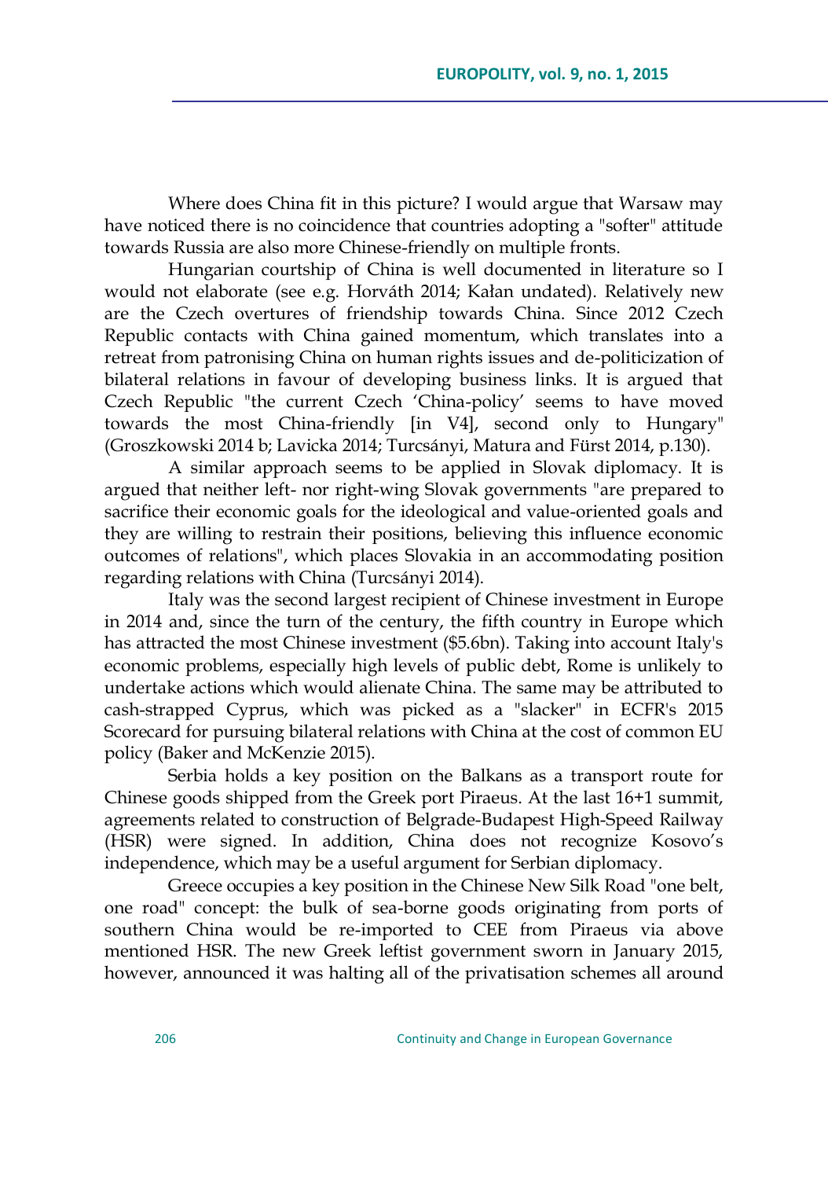Where does China fit in this picture? I would argue that Warsaw may have noticed there is no coincidence that countries adopting a "softer" attitude towards Russia are also more Chinese-friendly on multiple fronts.

Hungarian courtship of China is well documented in literature so I would not elaborate (see e.g. Horváth 2014; Kałan undated). Relatively new are the Czech overtures of friendship towards China. Since 2012 Czech Republic contacts with China gained momentum, which translates into a retreat from patronising China on human rights issues and de-politicization of bilateral relations in favour of developing business links. It is argued that Czech Republic "the current Czech 'China-policy' seems to have moved towards the most China-friendly [in V4], second only to Hungary" (Groszkowski 2014 b; Lavicka 2014; Turcsányi, Matura and Fürst 2014, p.130).

A similar approach seems to be applied in Slovak diplomacy. It is argued that neither left- nor right-wing Slovak governments "are prepared to sacrifice their economic goals for the ideological and value-oriented goals and they are willing to restrain their positions, believing this influence economic outcomes of relations", which places Slovakia in an accommodating position regarding relations with China (Turcsányi 2014).

Italy was the second largest recipient of Chinese investment in Europe in 2014 and, since the turn of the century, the fifth country in Europe which has attracted the most Chinese investment ($5.6bn). Taking into account Italy's economic problems, especially high levels of public debt, Rome is unlikely to undertake actions which would alienate China. The same may be attributed to cash-strapped Cyprus, which was picked as a "slacker" in ECFR's 2015 Scorecard for pursuing bilateral relations with China at the cost of common EU policy (Baker and McKenzie 2015).

Serbia holds a key position on the Balkans as a transport route for Chinese goods shipped from the Greek port Piraeus. At the last 16+1 summit, agreements related to construction of Belgrade-Budapest High-Speed Railway (HSR) were signed. In addition, China does not recognize Kosovo's independence, which may be a useful argument for Serbian diplomacy.

Greece occupies a key position in the Chinese New Silk Road "one belt, one road" concept: the bulk of sea-borne goods originating from ports of southern China would be re-imported to CEE from Piraeus via above mentioned HSR. The new Greek leftist government sworn in January 2015, however, announced it was halting all of the privatisation schemes all around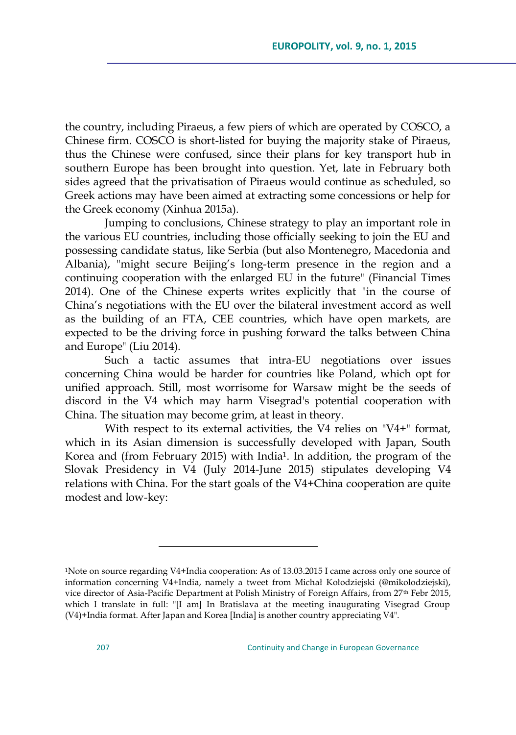the country, including Piraeus, a few piers of which are operated by COSCO, a Chinese firm. COSCO is short-listed for buying the majority stake of Piraeus, thus the Chinese were confused, since their plans for key transport hub in southern Europe has been brought into question. Yet, late in February both sides agreed that the privatisation of Piraeus would continue as scheduled, so Greek actions may have been aimed at extracting some concessions or help for the Greek economy (Xinhua 2015a).

Jumping to conclusions, Chinese strategy to play an important role in the various EU countries, including those officially seeking to join the EU and possessing candidate status, like Serbia (but also Montenegro, Macedonia and Albania), "might secure Beijing's long-term presence in the region and a continuing cooperation with the enlarged EU in the future" (Financial Times 2014). One of the Chinese experts writes explicitly that "in the course of China's negotiations with the EU over the bilateral investment accord as well as the building of an FTA, CEE countries, which have open markets, are expected to be the driving force in pushing forward the talks between China and Europe" (Liu 2014).

Such a tactic assumes that intra-EU negotiations over issues concerning China would be harder for countries like Poland, which opt for unified approach. Still, most worrisome for Warsaw might be the seeds of discord in the V4 which may harm Visegrad's potential cooperation with China. The situation may become grim, at least in theory.

With respect to its external activities, the V4 relies on "V4+" format, which in its Asian dimension is successfully developed with Japan, South Korea and (from February 2015) with India[1]. In addition, the program of the Slovak Presidency in V4 (July 2014-June 2015) stipulates developing V4 relations with China. For the start goals of the V4+China cooperation are quite modest and low-key:

---

[1]Note on source regarding V4+India cooperation: As of 13.03.2015 I came across only one source of information concerning V4+India, namely a tweet from Michał Kołodziejski (@mikolodziejski), vice director of Asia-Pacific Department at Polish Ministry of Foreign Affairs, from 27th Febr 2015, which I translate in full: "[I am] In Bratislava at the meeting inaugurating Visegrad Group (V4)+India format. After Japan and Korea [India] is another country appreciating V4".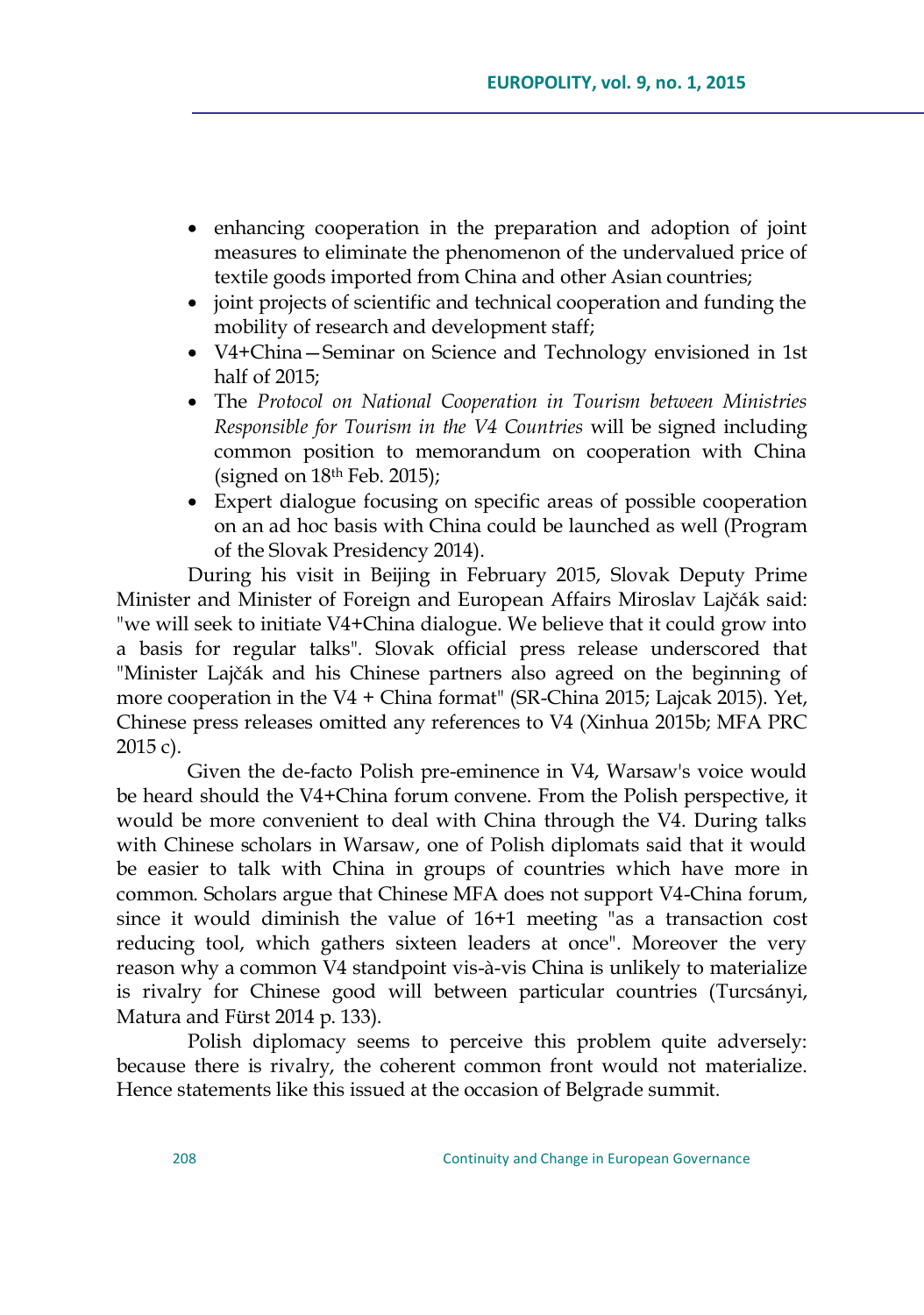- enhancing cooperation in the preparation and adoption of joint measures to eliminate the phenomenon of the undervalued price of textile goods imported from China and other Asian countries;
- joint projects of scientific and technical cooperation and funding the mobility of research and development staff;
- V4+China—Seminar on Science and Technology envisioned in 1st half of 2015;
- The *Protocol on National Cooperation in Tourism between Ministries Responsible for Tourism in the V4 Countries* will be signed including common position to memorandum on cooperation with China (signed on 18th Feb. 2015);
- Expert dialogue focusing on specific areas of possible cooperation on an ad hoc basis with China could be launched as well (Program of the Slovak Presidency 2014).

During his visit in Beijing in February 2015, Slovak Deputy Prime Minister and Minister of Foreign and European Affairs Miroslav Lajčák said: "we will seek to initiate V4+China dialogue. We believe that it could grow into a basis for regular talks". Slovak official press release underscored that "Minister Lajčák and his Chinese partners also agreed on the beginning of more cooperation in the V4 + China format" (SR-China 2015; Lajcak 2015). Yet, Chinese press releases omitted any references to V4 (Xinhua 2015b; MFA PRC 2015 c).

Given the de-facto Polish pre-eminence in V4, Warsaw's voice would be heard should the V4+China forum convene. From the Polish perspective, it would be more convenient to deal with China through the V4. During talks with Chinese scholars in Warsaw, one of Polish diplomats said that it would be easier to talk with China in groups of countries which have more in common. Scholars argue that Chinese MFA does not support V4-China forum, since it would diminish the value of 16+1 meeting "as a transaction cost reducing tool, which gathers sixteen leaders at once". Moreover the very reason why a common V4 standpoint vis-à-vis China is unlikely to materialize is rivalry for Chinese good will between particular countries (Turcsányi, Matura and Fürst 2014 p. 133).

Polish diplomacy seems to perceive this problem quite adversely: because there is rivalry, the coherent common front would not materialize. Hence statements like this issued at the occasion of Belgrade summit.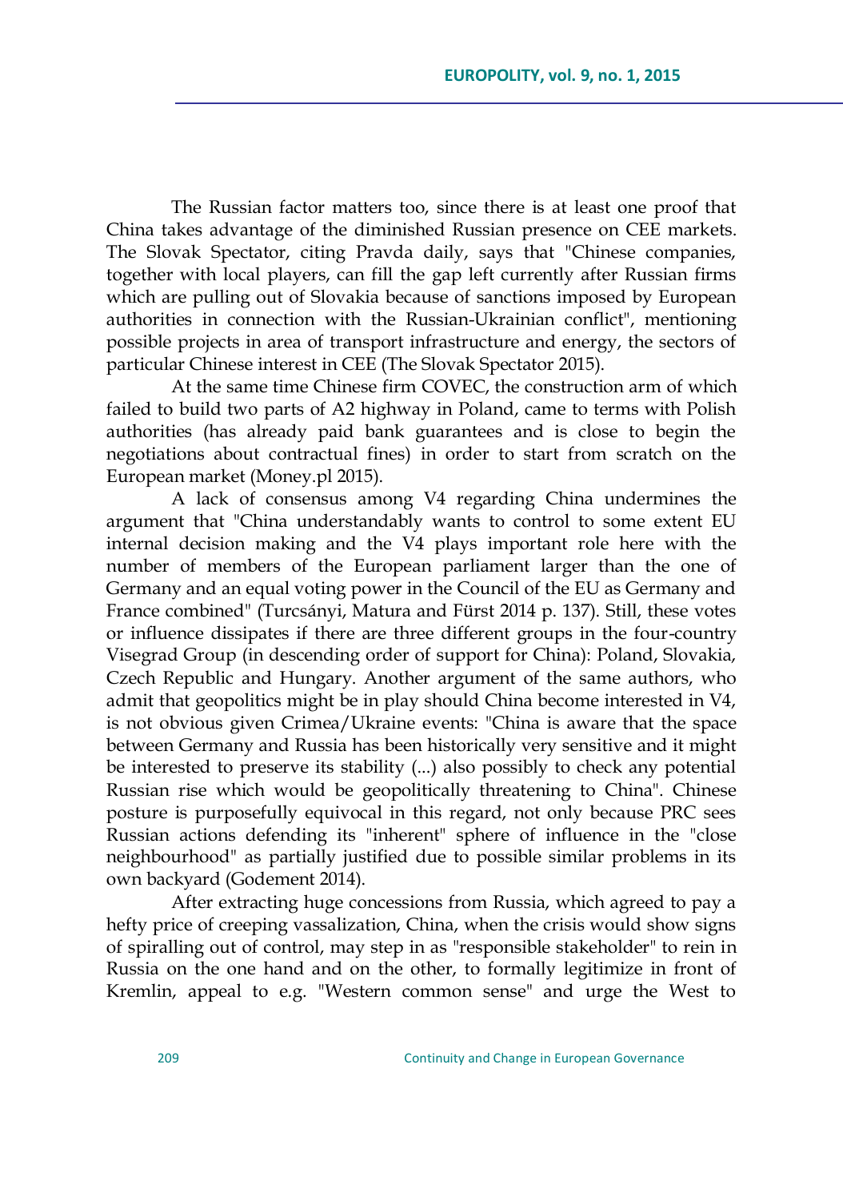The Russian factor matters too, since there is at least one proof that China takes advantage of the diminished Russian presence on CEE markets. The Slovak Spectator, citing Pravda daily, says that "Chinese companies, together with local players, can fill the gap left currently after Russian firms which are pulling out of Slovakia because of sanctions imposed by European authorities in connection with the Russian-Ukrainian conflict", mentioning possible projects in area of transport infrastructure and energy, the sectors of particular Chinese interest in CEE (The Slovak Spectator 2015).

At the same time Chinese firm COVEC, the construction arm of which failed to build two parts of A2 highway in Poland, came to terms with Polish authorities (has already paid bank guarantees and is close to begin the negotiations about contractual fines) in order to start from scratch on the European market (Money.pl 2015).

A lack of consensus among V4 regarding China undermines the argument that "China understandably wants to control to some extent EU internal decision making and the V4 plays important role here with the number of members of the European parliament larger than the one of Germany and an equal voting power in the Council of the EU as Germany and France combined" (Turcsányi, Matura and Fürst 2014 p. 137). Still, these votes or influence dissipates if there are three different groups in the four-country Visegrad Group (in descending order of support for China): Poland, Slovakia, Czech Republic and Hungary. Another argument of the same authors, who admit that geopolitics might be in play should China become interested in V4, is not obvious given Crimea/Ukraine events: "China is aware that the space between Germany and Russia has been historically very sensitive and it might be interested to preserve its stability (...) also possibly to check any potential Russian rise which would be geopolitically threatening to China". Chinese posture is purposefully equivocal in this regard, not only because PRC sees Russian actions defending its "inherent" sphere of influence in the "close neighbourhood" as partially justified due to possible similar problems in its own backyard (Godement 2014).

After extracting huge concessions from Russia, which agreed to pay a hefty price of creeping vassalization, China, when the crisis would show signs of spiralling out of control, may step in as "responsible stakeholder" to rein in Russia on the one hand and on the other, to formally legitimize in front of Kremlin, appeal to e.g. "Western common sense" and urge the West to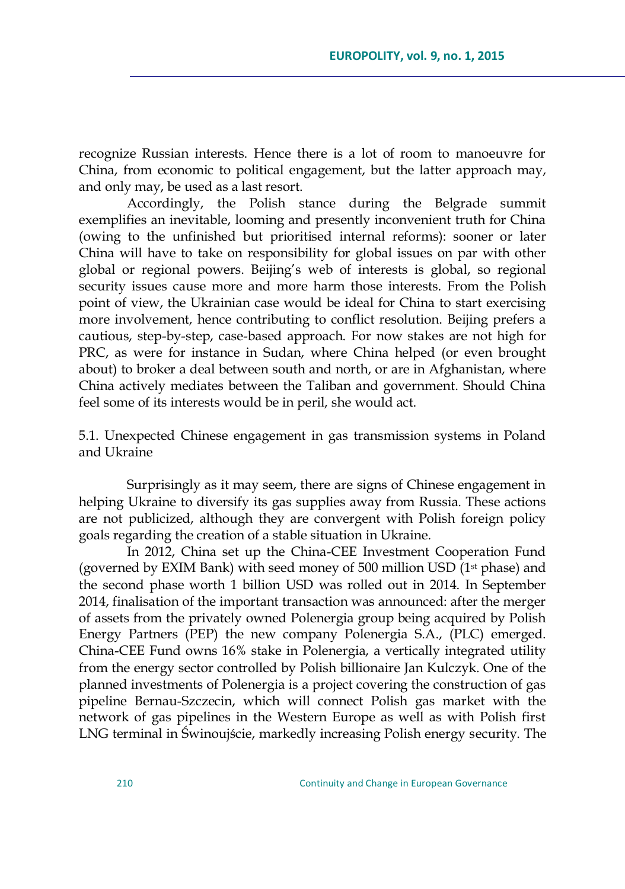recognize Russian interests. Hence there is a lot of room to manoeuvre for China, from economic to political engagement, but the latter approach may, and only may, be used as a last resort.

Accordingly, the Polish stance during the Belgrade summit exemplifies an inevitable, looming and presently inconvenient truth for China (owing to the unfinished but prioritised internal reforms): sooner or later China will have to take on responsibility for global issues on par with other global or regional powers. Beijing's web of interests is global, so regional security issues cause more and more harm those interests. From the Polish point of view, the Ukrainian case would be ideal for China to start exercising more involvement, hence contributing to conflict resolution. Beijing prefers a cautious, step-by-step, case-based approach. For now stakes are not high for PRC, as were for instance in Sudan, where China helped (or even brought about) to broker a deal between south and north, or are in Afghanistan, where China actively mediates between the Taliban and government. Should China feel some of its interests would be in peril, she would act.

### 5.1. Unexpected Chinese engagement in gas transmission systems in Poland and Ukraine

Surprisingly as it may seem, there are signs of Chinese engagement in helping Ukraine to diversify its gas supplies away from Russia. These actions are not publicized, although they are convergent with Polish foreign policy goals regarding the creation of a stable situation in Ukraine.

In 2012, China set up the China-CEE Investment Cooperation Fund (governed by EXIM Bank) with seed money of 500 million USD (1st phase) and the second phase worth 1 billion USD was rolled out in 2014. In September 2014, finalisation of the important transaction was announced: after the merger of assets from the privately owned Polenergia group being acquired by Polish Energy Partners (PEP) the new company Polenergia S.A., (PLC) emerged. China-CEE Fund owns 16% stake in Polenergia, a vertically integrated utility from the energy sector controlled by Polish billionaire Jan Kulczyk. One of the planned investments of Polenergia is a project covering the construction of gas pipeline Bernau-Szczecin, which will connect Polish gas market with the network of gas pipelines in the Western Europe as well as with Polish first LNG terminal in Świnoujście, markedly increasing Polish energy security. The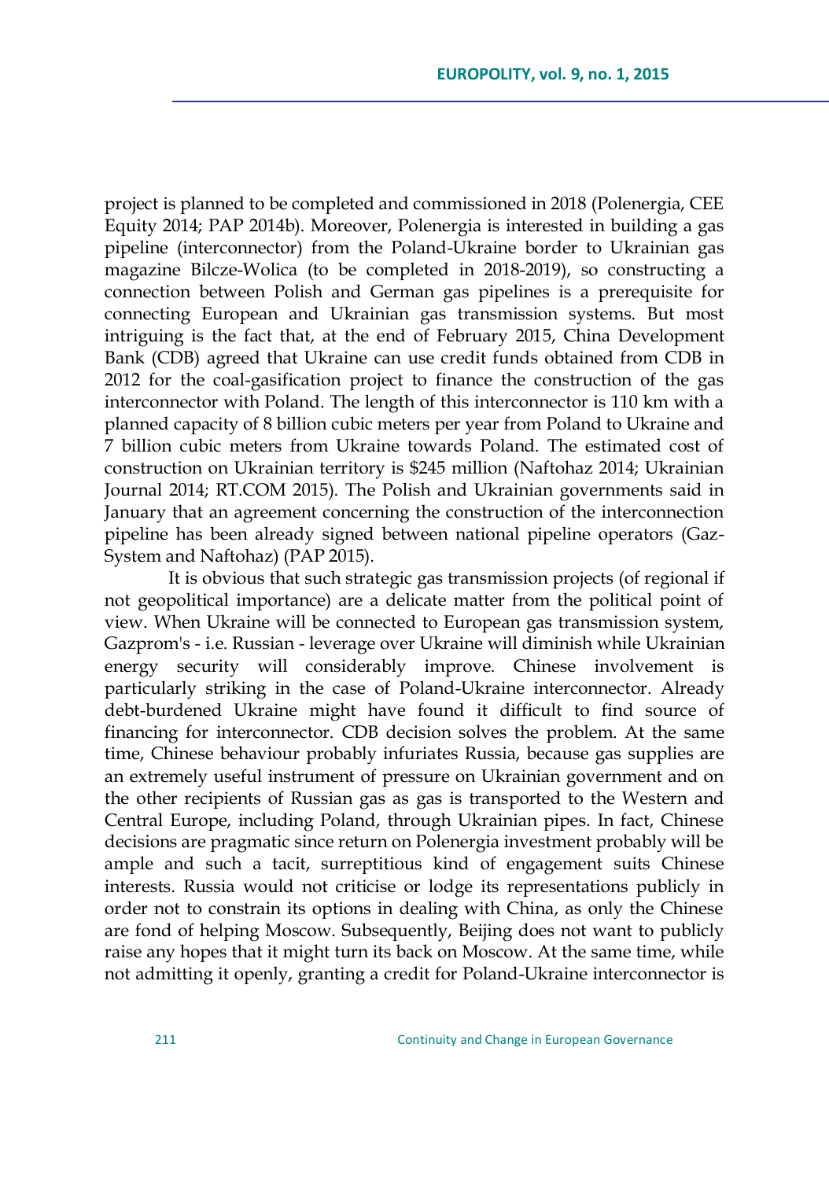project is planned to be completed and commissioned in 2018 (Polenergia, CEE Equity 2014; PAP 2014b). Moreover, Polenergia is interested in building a gas pipeline (interconnector) from the Poland-Ukraine border to Ukrainian gas magazine Bilcze-Wolica (to be completed in 2018-2019), so constructing a connection between Polish and German gas pipelines is a prerequisite for connecting European and Ukrainian gas transmission systems. But most intriguing is the fact that, at the end of February 2015, China Development Bank (CDB) agreed that Ukraine can use credit funds obtained from CDB in 2012 for the coal-gasification project to finance the construction of the gas interconnector with Poland. The length of this interconnector is 110 km with a planned capacity of 8 billion cubic meters per year from Poland to Ukraine and 7 billion cubic meters from Ukraine towards Poland. The estimated cost of construction on Ukrainian territory is $245 million (Naftohaz 2014; Ukrainian Journal 2014; RT.COM 2015). The Polish and Ukrainian governments said in January that an agreement concerning the construction of the interconnection pipeline has been already signed between national pipeline operators (Gaz-System and Naftohaz) (PAP 2015).

It is obvious that such strategic gas transmission projects (of regional if not geopolitical importance) are a delicate matter from the political point of view. When Ukraine will be connected to European gas transmission system, Gazprom's - i.e. Russian - leverage over Ukraine will diminish while Ukrainian energy security will considerably improve. Chinese involvement is particularly striking in the case of Poland-Ukraine interconnector. Already debt-burdened Ukraine might have found it difficult to find source of financing for interconnector. CDB decision solves the problem. At the same time, Chinese behaviour probably infuriates Russia, because gas supplies are an extremely useful instrument of pressure on Ukrainian government and on the other recipients of Russian gas as gas is transported to the Western and Central Europe, including Poland, through Ukrainian pipes. In fact, Chinese decisions are pragmatic since return on Polenergia investment probably will be ample and such a tacit, surreptitious kind of engagement suits Chinese interests. Russia would not criticise or lodge its representations publicly in order not to constrain its options in dealing with China, as only the Chinese are fond of helping Moscow. Subsequently, Beijing does not want to publicly raise any hopes that it might turn its back on Moscow. At the same time, while not admitting it openly, granting a credit for Poland-Ukraine interconnector is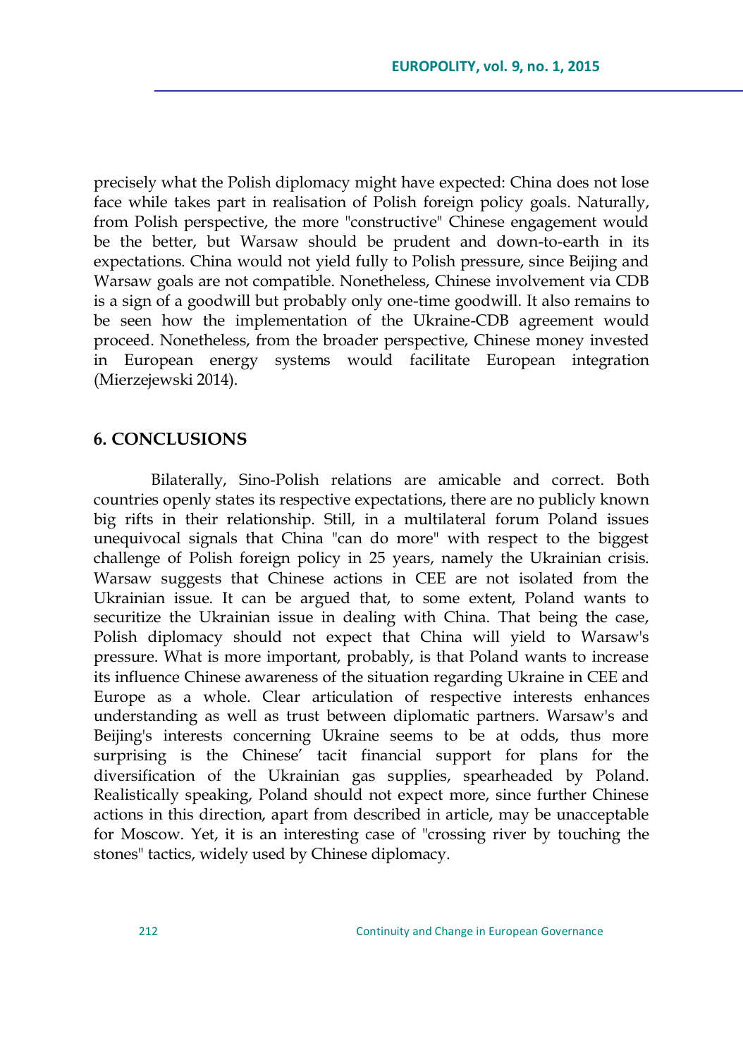precisely what the Polish diplomacy might have expected: China does not lose face while takes part in realisation of Polish foreign policy goals. Naturally, from Polish perspective, the more "constructive" Chinese engagement would be the better, but Warsaw should be prudent and down-to-earth in its expectations. China would not yield fully to Polish pressure, since Beijing and Warsaw goals are not compatible. Nonetheless, Chinese involvement via CDB is a sign of a goodwill but probably only one-time goodwill. It also remains to be seen how the implementation of the Ukraine-CDB agreement would proceed. Nonetheless, from the broader perspective, Chinese money invested in European energy systems would facilitate European integration (Mierzejewski 2014).

## 6. CONCLUSIONS

Bilaterally, Sino-Polish relations are amicable and correct. Both countries openly states its respective expectations, there are no publicly known big rifts in their relationship. Still, in a multilateral forum Poland issues unequivocal signals that China "can do more" with respect to the biggest challenge of Polish foreign policy in 25 years, namely the Ukrainian crisis. Warsaw suggests that Chinese actions in CEE are not isolated from the Ukrainian issue. It can be argued that, to some extent, Poland wants to securitize the Ukrainian issue in dealing with China. That being the case, Polish diplomacy should not expect that China will yield to Warsaw's pressure. What is more important, probably, is that Poland wants to increase its influence Chinese awareness of the situation regarding Ukraine in CEE and Europe as a whole. Clear articulation of respective interests enhances understanding as well as trust between diplomatic partners. Warsaw's and Beijing's interests concerning Ukraine seems to be at odds, thus more surprising is the Chinese' tacit financial support for plans for the diversification of the Ukrainian gas supplies, spearheaded by Poland. Realistically speaking, Poland should not expect more, since further Chinese actions in this direction, apart from described in article, may be unacceptable for Moscow. Yet, it is an interesting case of "crossing river by touching the stones" tactics, widely used by Chinese diplomacy.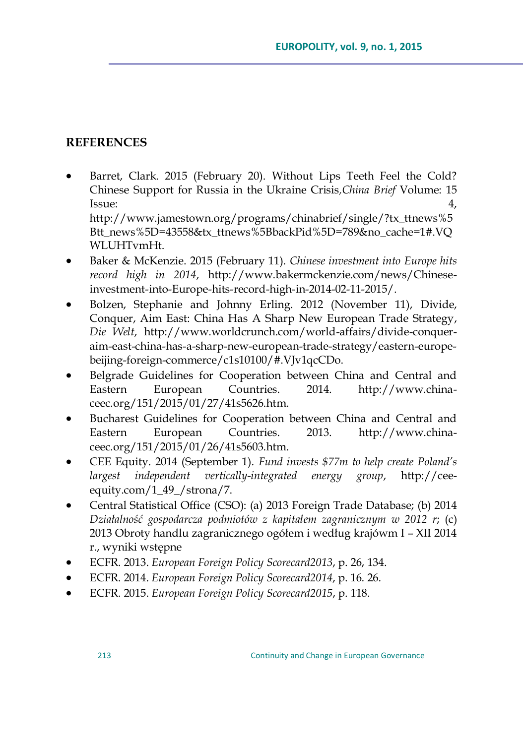## REFERENCES

- Barret, Clark. 2015 (February 20). Without Lips Teeth Feel the Cold? Chinese Support for Russia in the Ukraine Crisis*,China Brief* Volume: 15 Issue: 4, http://www.jamestown.org/programs/chinabrief/single/?tx_ttnews%5Btt_news%5D=43558&tx_ttnews%5BbackPid%5D=789&no_cache=1#.VQWLUHTvmHt.
- Baker & McKenzie. 2015 (February 11). *Chinese investment into Europe hits record high in 2014*, http://www.bakermckenzie.com/news/Chinese-investment-into-Europe-hits-record-high-in-2014-02-11-2015/.
- Bolzen, Stephanie and Johnny Erling. 2012 (November 11), Divide, Conquer, Aim East: China Has A Sharp New European Trade Strategy, *Die Welt*, http://www.worldcrunch.com/world-affairs/divide-conquer-aim-east-china-has-a-sharp-new-european-trade-strategy/eastern-europe-beijing-foreign-commerce/c1s10100/#.VJv1qcCDo.
- Belgrade Guidelines for Cooperation between China and Central and Eastern European Countries. 2014. http://www.china-ceec.org/151/2015/01/27/41s5626.htm.
- Bucharest Guidelines for Cooperation between China and Central and Eastern European Countries. 2013. http://www.china-ceec.org/151/2015/01/26/41s5603.htm.
- CEE Equity. 2014 (September 1). *Fund invests $77m to help create Poland's largest independent vertically-integrated energy group*, http://cee-equity.com/1_49_/strona/7.
- Central Statistical Office (CSO): (a) 2013 Foreign Trade Database; (b) 2014 *Działalność gospodarcza podmiotów z kapitałem zagranicznym w 2012 r*; (c) 2013 Obroty handlu zagranicznego ogółem i według krajówm I – XII 2014 r., wyniki wstępne
- ECFR. 2013. *European Foreign Policy Scorecard2013*, p. 26, 134.
- ECFR. 2014. *European Foreign Policy Scorecard2014*, p. 16. 26.
- ECFR. 2015. *European Foreign Policy Scorecard2015*, p. 118.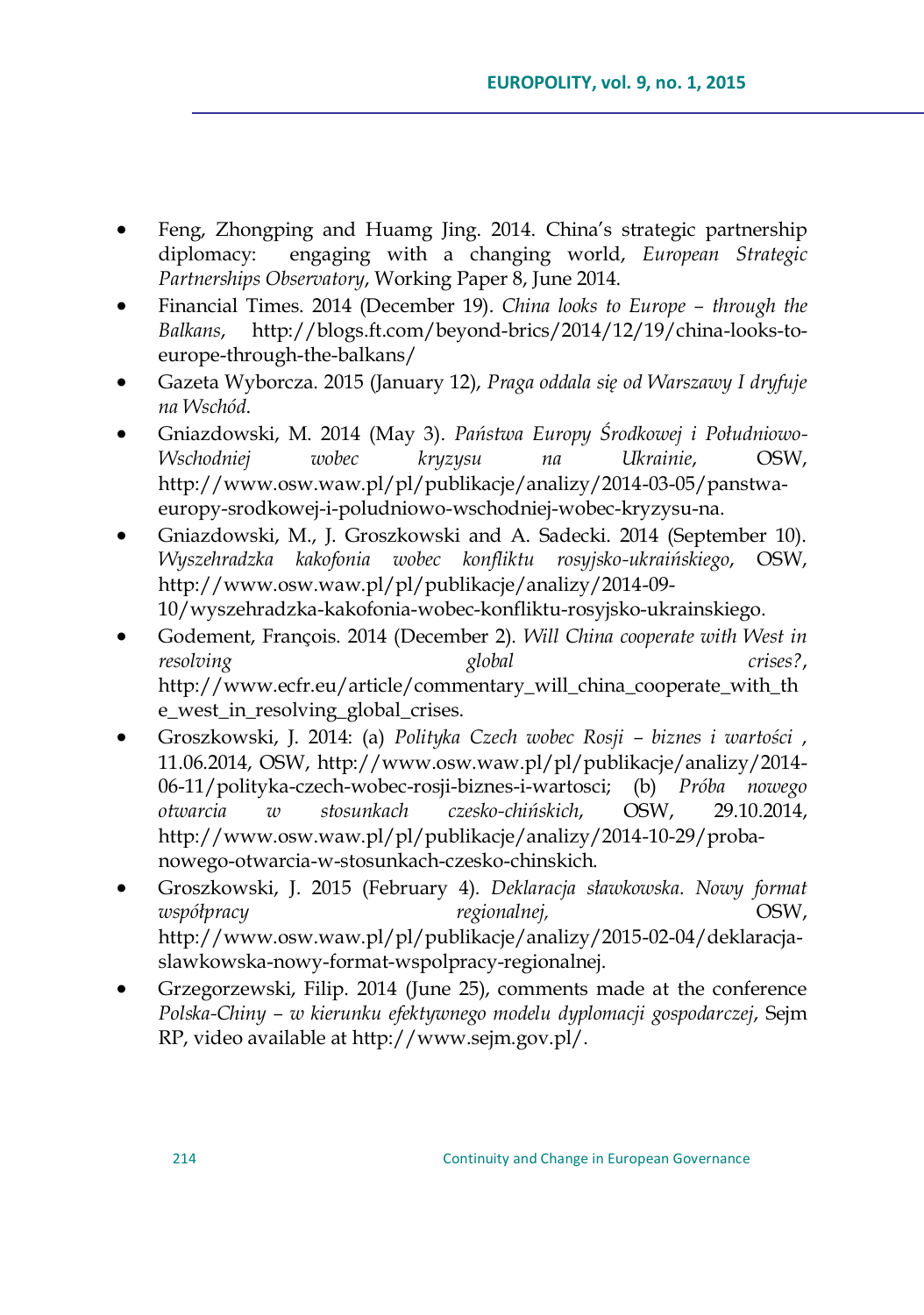- Feng, Zhongping and Huamg Jing. 2014. China's strategic partnership diplomacy: engaging with a changing world, *European Strategic Partnerships Observatory*, Working Paper 8, June 2014.
- Financial Times. 2014 (December 19). *China looks to Europe – through the Balkans*, http://blogs.ft.com/beyond-brics/2014/12/19/china-looks-to-europe-through-the-balkans/
- Gazeta Wyborcza. 2015 (January 12), *Praga oddala się od Warszawy I dryfuje na Wschód*.
- Gniazdowski, M. 2014 (May 3). *Państwa Europy Środkowej i Południowo-Wschodniej wobec kryzysu na Ukrainie*, OSW, http://www.osw.waw.pl/pl/publikacje/analizy/2014-03-05/panstwa-europy-srodkowej-i-poludniowo-wschodniej-wobec-kryzysu-na.
- Gniazdowski, M., J. Groszkowski and A. Sadecki. 2014 (September 10). *Wyszehradzka kakofonia wobec konfliktu rosyjsko-ukraińskiego*, OSW, http://www.osw.waw.pl/pl/publikacje/analizy/2014-09-10/wyszehradzka-kakofonia-wobec-konfliktu-rosyjsko-ukrainskiego.
- Godement, François. 2014 (December 2). *Will China cooperate with West in resolving global crises?*, http://www.ecfr.eu/article/commentary_will_china_cooperate_with_the_west_in_resolving_global_crises.
- Groszkowski, J. 2014: (a) *Polityka Czech wobec Rosji – biznes i wartości* , 11.06.2014, OSW, http://www.osw.waw.pl/pl/publikacje/analizy/2014-06-11/polityka-czech-wobec-rosji-biznes-i-wartosci; (b) *Próba nowego otwarcia w stosunkach czesko-chińskich*, OSW, 29.10.2014, http://www.osw.waw.pl/pl/publikacje/analizy/2014-10-29/proba-nowego-otwarcia-w-stosunkach-czesko-chinskich.
- Groszkowski, J. 2015 (February 4). *Deklaracja sławkowska. Nowy format współpracy regionalnej,* OSW, http://www.osw.waw.pl/pl/publikacje/analizy/2015-02-04/deklaracja-slawkowska-nowy-format-wspolpracy-regionalnej.
- Grzegorzewski, Filip. 2014 (June 25), comments made at the conference *Polska-Chiny – w kierunku efektywnego modelu dyplomacji gospodarczej*, Sejm RP, video available at http://www.sejm.gov.pl/.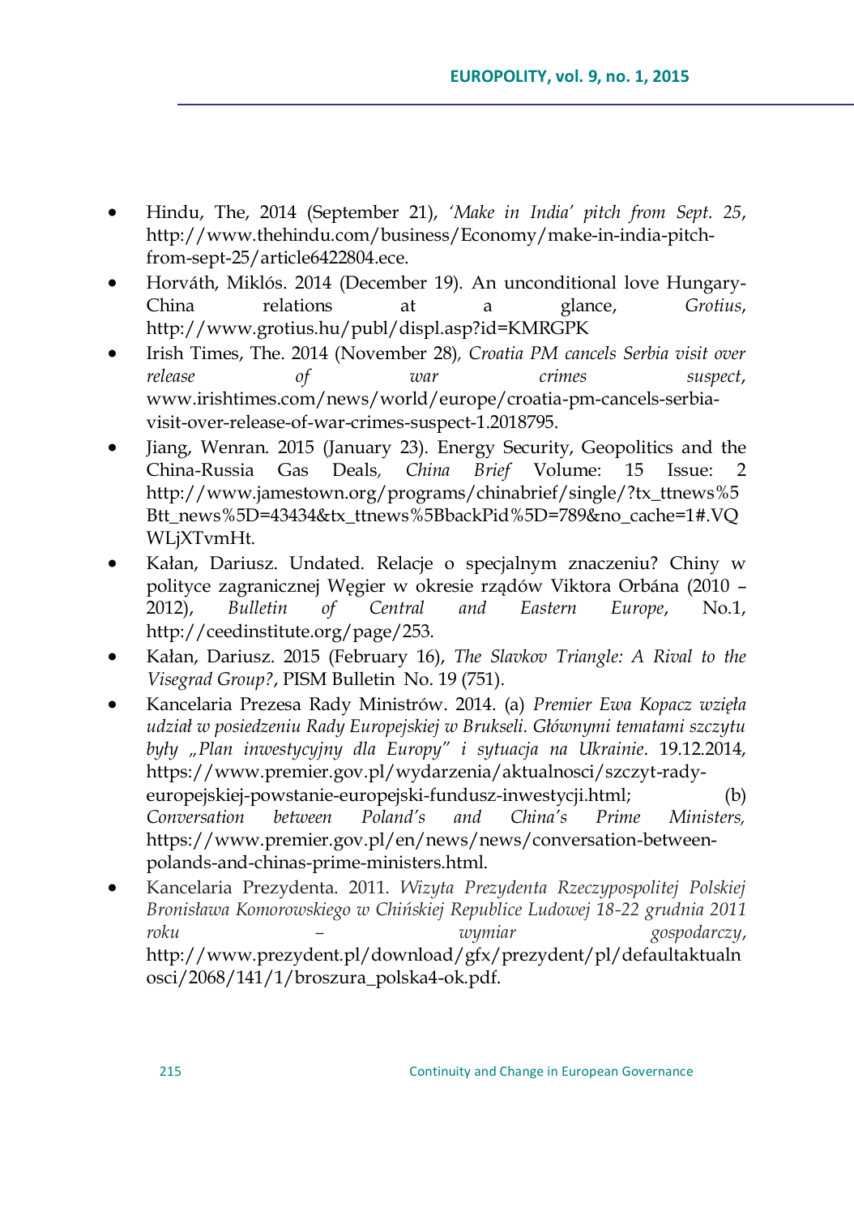- Hindu, The, 2014 (September 21), *'Make in India' pitch from Sept. 25*, http://www.thehindu.com/business/Economy/make-in-india-pitch-from-sept-25/article6422804.ece.
- Horváth, Miklós. 2014 (December 19). An unconditional love Hungary-China relations at a glance, *Grotius*, http://www.grotius.hu/publ/displ.asp?id=KMRGPK
- Irish Times, The. 2014 (November 28)*, Croatia PM cancels Serbia visit over release of war crimes suspect*, www.irishtimes.com/news/world/europe/croatia-pm-cancels-serbia-visit-over-release-of-war-crimes-suspect-1.2018795.
- Jiang, Wenran. 2015 (January 23). Energy Security, Geopolitics and the China-Russia Gas Deals*, China Brief* Volume: 15 Issue: 2 http://www.jamestown.org/programs/chinabrief/single/?tx_ttnews%5Btt_news%5D=43434&tx_ttnews%5BbackPid%5D=789&no_cache=1#.VQWLjXTvmHt.
- Kałan, Dariusz. Undated. Relacje o specjalnym znaczeniu? Chiny w polityce zagranicznej Węgier w okresie rządów Viktora Orbána (2010 – 2012), *Bulletin of Central and Eastern Europe*, No.1, http://ceedinstitute.org/page/253.
- Kałan, Dariusz. 2015 (February 16), *The Slavkov Triangle: A Rival to the Visegrad Group?*, PISM Bulletin No. 19 (751).
- Kancelaria Prezesa Rady Ministrów. 2014. (a) *Premier Ewa Kopacz wzięła udział w posiedzeniu Rady Europejskiej w Brukseli. Głównymi tematami szczytu były „Plan inwestycyjny dla Europy" i sytuacja na Ukrainie*. 19.12.2014, https://www.premier.gov.pl/wydarzenia/aktualnosci/szczyt-rady-europejskiej-powstanie-europejski-fundusz-inwestycji.html; (b) *Conversation between Poland's and China's Prime Ministers,* https://www.premier.gov.pl/en/news/news/conversation-between-polands-and-chinas-prime-ministers.html.
- Kancelaria Prezydenta. 2011. *Wizyta Prezydenta Rzeczypospolitej Polskiej Bronisława Komorowskiego w Chińskiej Republice Ludowej 18-22 grudnia 2011 roku – wymiar gospodarczy*, http://www.prezydent.pl/download/gfx/prezydent/pl/defaultaktualnosci/2068/141/1/broszura_polska4-ok.pdf.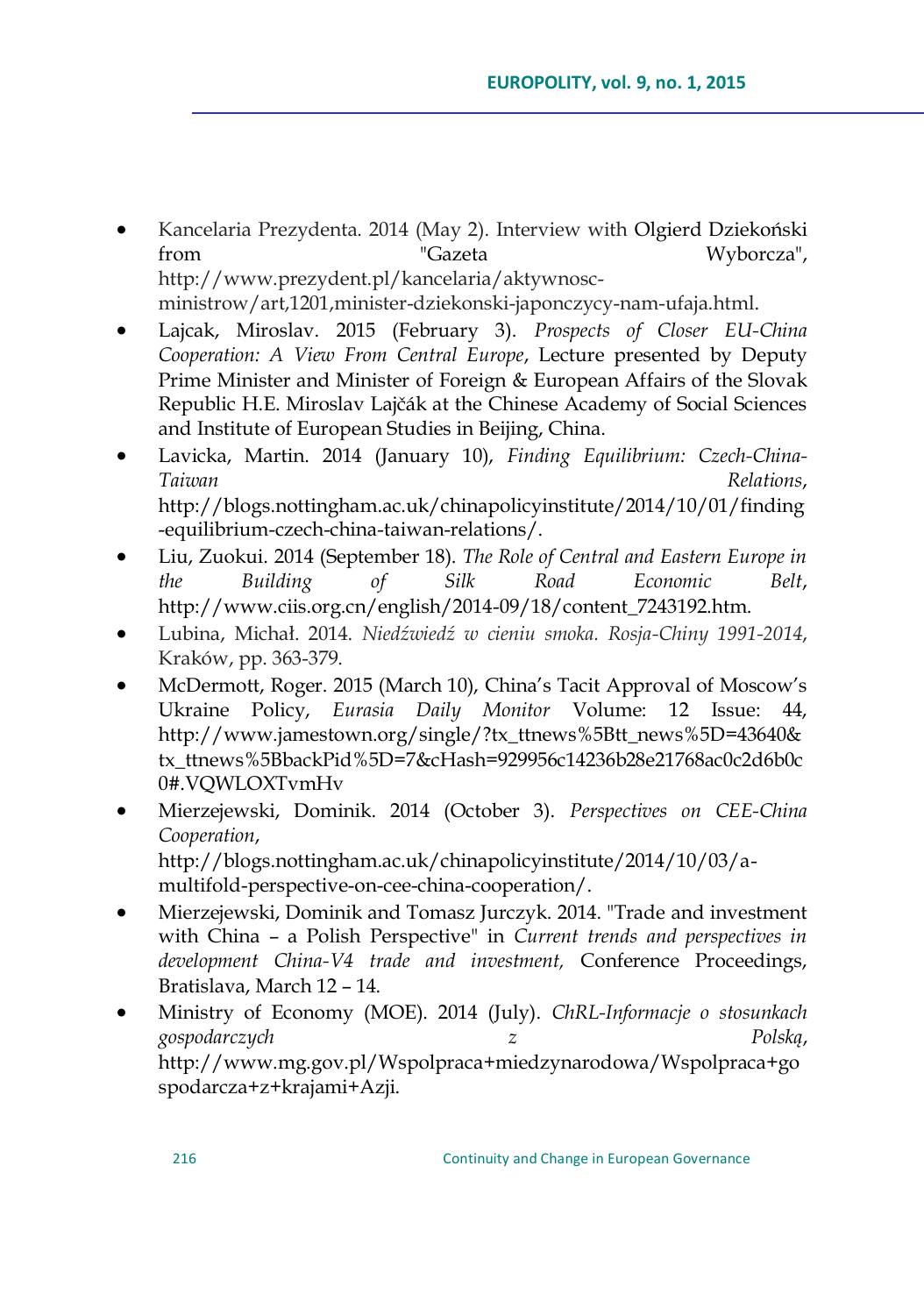- Kancelaria Prezydenta. 2014 (May 2). Interview with Olgierd Dziekoński from "Gazeta Wyborcza", http://www.prezydent.pl/kancelaria/aktywnosc-ministrow/art,1201,minister-dziekonski-japonczycy-nam-ufaja.html.
- Lajcak, Miroslav. 2015 (February 3). *Prospects of Closer EU-China Cooperation: A View From Central Europe*, Lecture presented by Deputy Prime Minister and Minister of Foreign & European Affairs of the Slovak Republic H.E. Miroslav Lajčák at the Chinese Academy of Social Sciences and Institute of European Studies in Beijing, China.
- Lavicka, Martin. 2014 (January 10), *Finding Equilibrium: Czech-China-Taiwan Relations*, http://blogs.nottingham.ac.uk/chinapolicyinstitute/2014/10/01/finding-equilibrium-czech-china-taiwan-relations/.
- Liu, Zuokui. 2014 (September 18). *The Role of Central and Eastern Europe in the Building of Silk Road Economic Belt*, http://www.ciis.org.cn/english/2014-09/18/content_7243192.htm.
- Lubina, Michał. 2014. *Niedźwiedź w cieniu smoka. Rosja-Chiny 1991-2014*, Kraków, pp. 363-379.
- McDermott, Roger. 2015 (March 10), China's Tacit Approval of Moscow's Ukraine Policy, *Eurasia Daily Monitor* Volume: 12 Issue: 44, http://www.jamestown.org/single/?tx_ttnews%5Btt_news%5D=43640&tx_ttnews%5BbackPid%5D=7&cHash=929956c14236b28e21768ac0c2d6b0c0#.VQWLOXTvmHv
- Mierzejewski, Dominik. 2014 (October 3). *Perspectives on CEE-China Cooperation*, http://blogs.nottingham.ac.uk/chinapolicyinstitute/2014/10/03/a-multifold-perspective-on-cee-china-cooperation/.
- Mierzejewski, Dominik and Tomasz Jurczyk. 2014. "Trade and investment with China – a Polish Perspective" in *Current trends and perspectives in development China-V4 trade and investment,* Conference Proceedings, Bratislava, March 12 – 14.
- Ministry of Economy (MOE). 2014 (July). *ChRL-Informacje o stosunkach gospodarczych z Polską*, http://www.mg.gov.pl/Wspolpraca+miedzynarodowa/Wspolpraca+gospodarcza+z+krajami+Azji.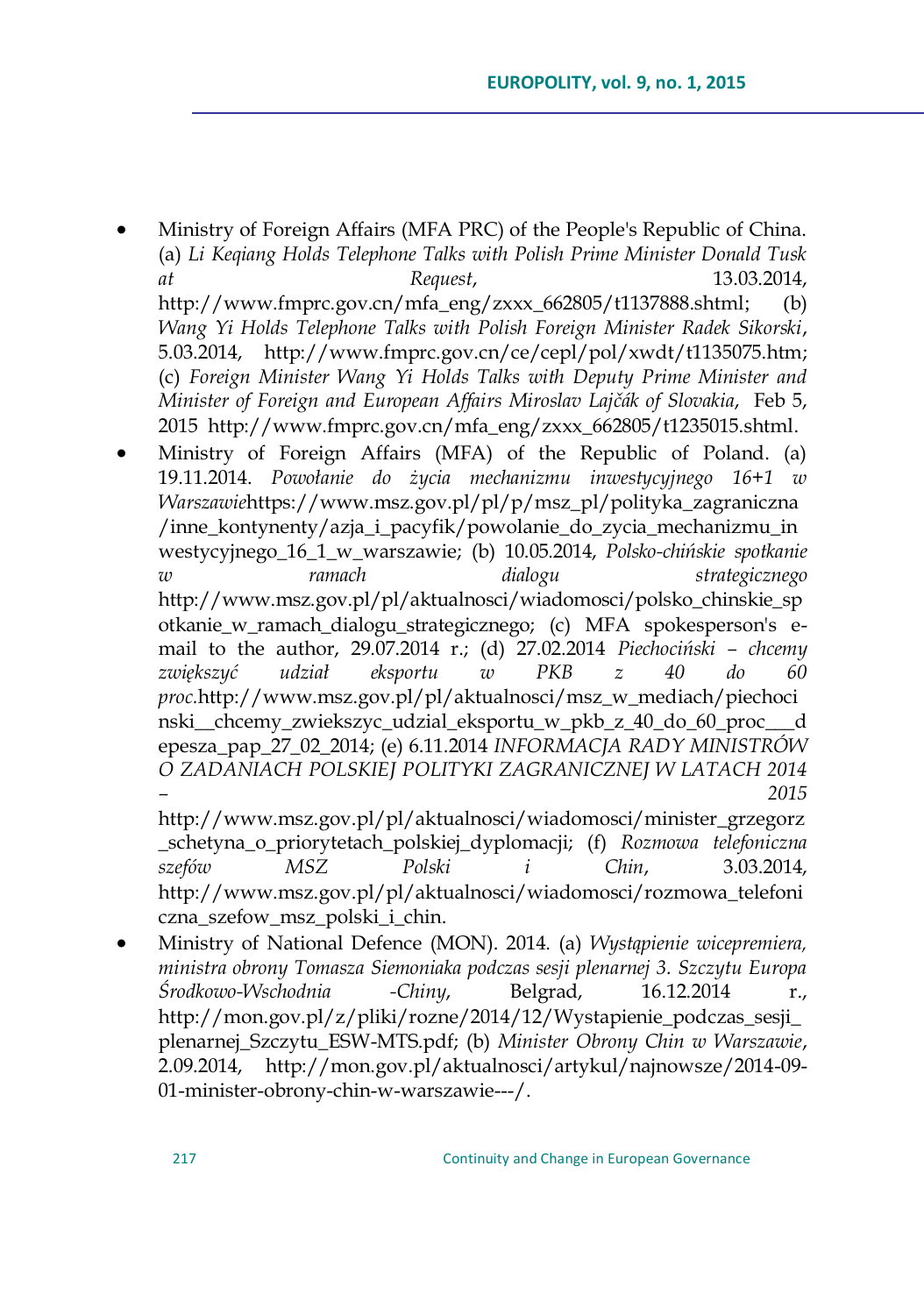- Ministry of Foreign Affairs (MFA PRC) of the People's Republic of China. (a) *Li Keqiang Holds Telephone Talks with Polish Prime Minister Donald Tusk at Request*, 13.03.2014, http://www.fmprc.gov.cn/mfa_eng/zxxx_662805/t1137888.shtml; (b) *Wang Yi Holds Telephone Talks with Polish Foreign Minister Radek Sikorski*, 5.03.2014, http://www.fmprc.gov.cn/ce/cepl/pol/xwdt/t1135075.htm; (c) *Foreign Minister Wang Yi Holds Talks with Deputy Prime Minister and Minister of Foreign and European Affairs Miroslav Lajčák of Slovakia*, Feb 5, 2015 http://www.fmprc.gov.cn/mfa_eng/zxxx_662805/t1235015.shtml.
- Ministry of Foreign Affairs (MFA) of the Republic of Poland. (a) 19.11.2014. *Powołanie do życia mechanizmu inwestycyjnego 16+1 w Warszawie*https://www.msz.gov.pl/pl/p/msz_pl/polityka_zagraniczna/inne_kontynenty/azja_i_pacyfik/powolanie_do_zycia_mechanizmu_inwestycyjnego_16_1_w_warszawie; (b) 10.05.2014, *Polsko-chińskie spotkanie w ramach dialogu strategicznego* http://www.msz.gov.pl/pl/aktualnosci/wiadomosci/polsko_chinskie_spotkanie_w_ramach_dialogu_strategicznego; (c) MFA spokesperson's e-mail to the author, 29.07.2014 r.; (d) 27.02.2014 *Piechociński – chcemy zwiększyć udział eksportu w PKB z 40 do 60 proc.*http://www.msz.gov.pl/pl/aktualnosci/msz_w_mediach/piechocinski__chcemy_zwiekszyc_udzial_eksportu_w_pkb_z_40_do_60_proc___depesza_pap_27_02_2014; (e) 6.11.2014 *INFORMACJA RADY MINISTRÓW O ZADANIACH POLSKIEJ POLITYKI ZAGRANICZNEJ W LATACH 2014 – 2015* http://www.msz.gov.pl/pl/aktualnosci/wiadomosci/minister_grzegorz_schetyna_o_priorytetach_polskiej_dyplomacji; (f) *Rozmowa telefoniczna szefów MSZ Polski i Chin*, 3.03.2014, http://www.msz.gov.pl/pl/aktualnosci/wiadomosci/rozmowa_telefoniczna_szefow_msz_polski_i_chin.
- Ministry of National Defence (MON). 2014. (a) *Wystąpienie wicepremiera, ministra obrony Tomasza Siemoniaka podczas sesji plenarnej 3. Szczytu Europa Środkowo-Wschodnia -Chiny*, Belgrad, 16.12.2014 r., http://mon.gov.pl/z/pliki/rozne/2014/12/Wystapienie_podczas_sesji_plenarnej_Szczytu_ESW-MTS.pdf; (b) *Minister Obrony Chin w Warszawie*, 2.09.2014, http://mon.gov.pl/aktualnosci/artykul/najnowsze/2014-09-01-minister-obrony-chin-w-warszawie---/.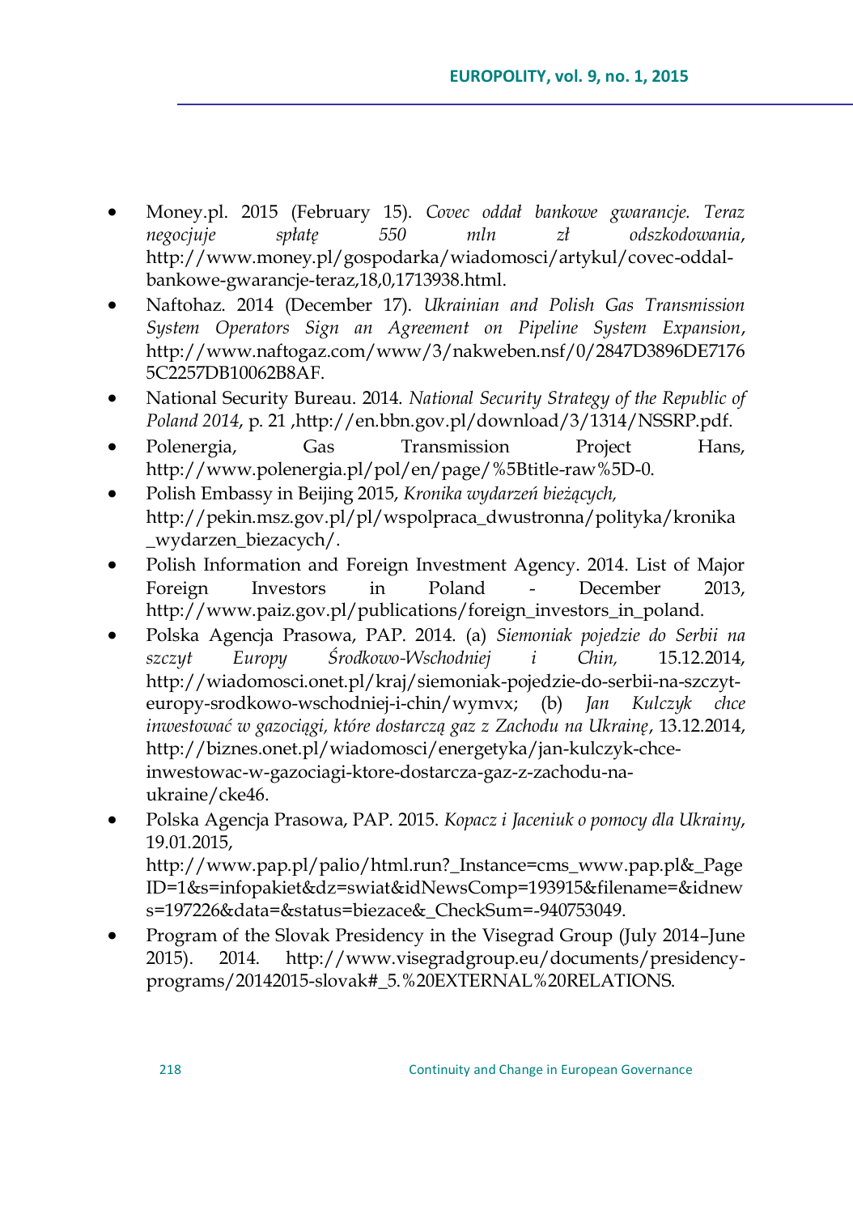- Money.pl. 2015 (February 15). *Covec oddał bankowe gwarancje. Teraz negocjuje spłatę 550 mln zł odszkodowania*, http://www.money.pl/gospodarka/wiadomosci/artykul/covec-oddal-bankowe-gwarancje-teraz,18,0,1713938.html.
- Naftohaz. 2014 (December 17). *Ukrainian and Polish Gas Transmission System Operators Sign an Agreement on Pipeline System Expansion*, http://www.naftogaz.com/www/3/nakweben.nsf/0/2847D3896DE71765C2257DB10062B8AF.
- National Security Bureau. 2014. *National Security Strategy of the Republic of Poland 2014*, p. 21 ,http://en.bbn.gov.pl/download/3/1314/NSSRP.pdf.
- Polenergia, Gas Transmission Project Hans, http://www.polenergia.pl/pol/en/page/%5Btitle-raw%5D-0.
- Polish Embassy in Beijing 2015, *Kronika wydarzeń bieżących,* http://pekin.msz.gov.pl/pl/wspolpraca_dwustronna/polityka/kronika_wydarzen_biezacych/.
- Polish Information and Foreign Investment Agency. 2014. List of Major Foreign Investors in Poland - December 2013, http://www.paiz.gov.pl/publications/foreign_investors_in_poland.
- Polska Agencja Prasowa, PAP. 2014. (a) *Siemoniak pojedzie do Serbii na szczyt Europy Środkowo-Wschodniej i Chin,* 15.12.2014, http://wiadomosci.onet.pl/kraj/siemoniak-pojedzie-do-serbii-na-szczyt-europy-srodkowo-wschodniej-i-chin/wymvx; (b) *Jan Kulczyk chce inwestować w gazociągi, które dostarczą gaz z Zachodu na Ukrainę*, 13.12.2014, http://biznes.onet.pl/wiadomosci/energetyka/jan-kulczyk-chce-inwestowac-w-gazociagi-ktore-dostarcza-gaz-z-zachodu-na-ukraine/cke46.
- Polska Agencja Prasowa, PAP. 2015. *Kopacz i Jaceniuk o pomocy dla Ukrainy*, 19.01.2015, http://www.pap.pl/palio/html.run?_Instance=cms_www.pap.pl&_PageID=1&s=infopakiet&dz=swiat&idNewsComp=193915&filename=&idnews=197226&data=&status=biezace&_CheckSum=-940753049.
- Program of the Slovak Presidency in the Visegrad Group (July 2014–June 2015). 2014. http://www.visegradgroup.eu/documents/presidency-programs/20142015-slovak#_5.%20EXTERNAL%20RELATIONS.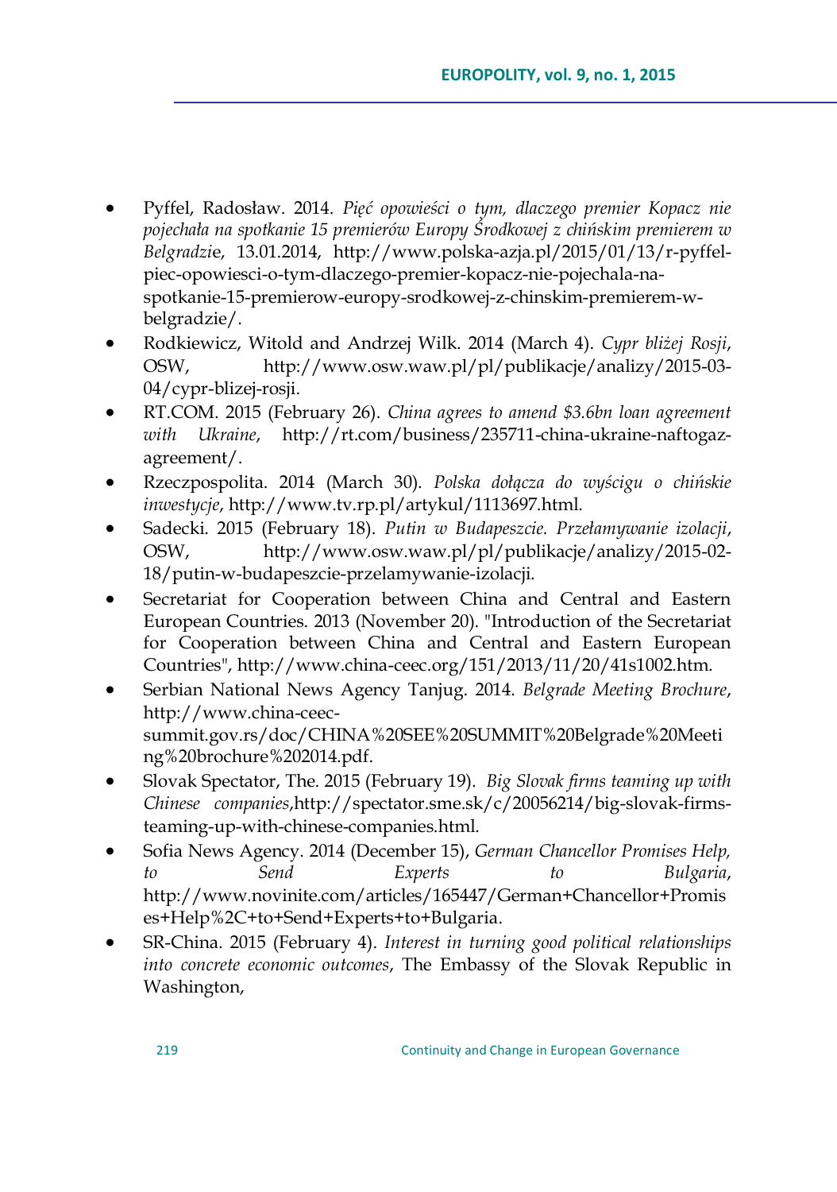- Pyffel, Radosław. 2014. *Pięć opowieści o tym, dlaczego premier Kopacz nie pojechała na spotkanie 15 premierów Europy Środkowej z chińskim premierem w Belgradzi*e, 13.01.2014, http://www.polska-azja.pl/2015/01/13/r-pyffel-piec-opowiesci-o-tym-dlaczego-premier-kopacz-nie-pojechala-na-spotkanie-15-premierow-europy-srodkowej-z-chinskim-premierem-w-belgradzie/.
- Rodkiewicz, Witold and Andrzej Wilk. 2014 (March 4). *Cypr bliżej Rosji*, OSW, http://www.osw.waw.pl/pl/publikacje/analizy/2015-03-04/cypr-blizej-rosji.
- RT.COM. 2015 (February 26). *China agrees to amend $3.6bn loan agreement with Ukraine*, http://rt.com/business/235711-china-ukraine-naftogaz-agreement/.
- Rzeczpospolita. 2014 (March 30). *Polska dołącza do wyścigu o chińskie inwestycje*, http://www.tv.rp.pl/artykul/1113697.html.
- Sadecki. 2015 (February 18). *Putin w Budapeszcie. Przełamywanie izolacji*, OSW, http://www.osw.waw.pl/pl/publikacje/analizy/2015-02-18/putin-w-budapeszcie-przelamywanie-izolacji.
- Secretariat for Cooperation between China and Central and Eastern European Countries. 2013 (November 20). "Introduction of the Secretariat for Cooperation between China and Central and Eastern European Countries", http://www.china-ceec.org/151/2013/11/20/41s1002.htm.
- Serbian National News Agency Tanjug. 2014. *Belgrade Meeting Brochure*, http://www.china-ceec-summit.gov.rs/doc/CHINA%20SEE%20SUMMIT%20Belgrade%20Meeting%20brochure%202014.pdf.
- Slovak Spectator, The. 2015 (February 19). *Big Slovak firms teaming up with Chinese companies*,http://spectator.sme.sk/c/20056214/big-slovak-firms-teaming-up-with-chinese-companies.html.
- Sofia News Agency. 2014 (December 15), *German Chancellor Promises Help, to Send Experts to Bulgaria*, http://www.novinite.com/articles/165447/German+Chancellor+Promises+Help%2C+to+Send+Experts+to+Bulgaria.
- SR-China. 2015 (February 4). *Interest in turning good political relationships into concrete economic outcomes*, The Embassy of the Slovak Republic in Washington,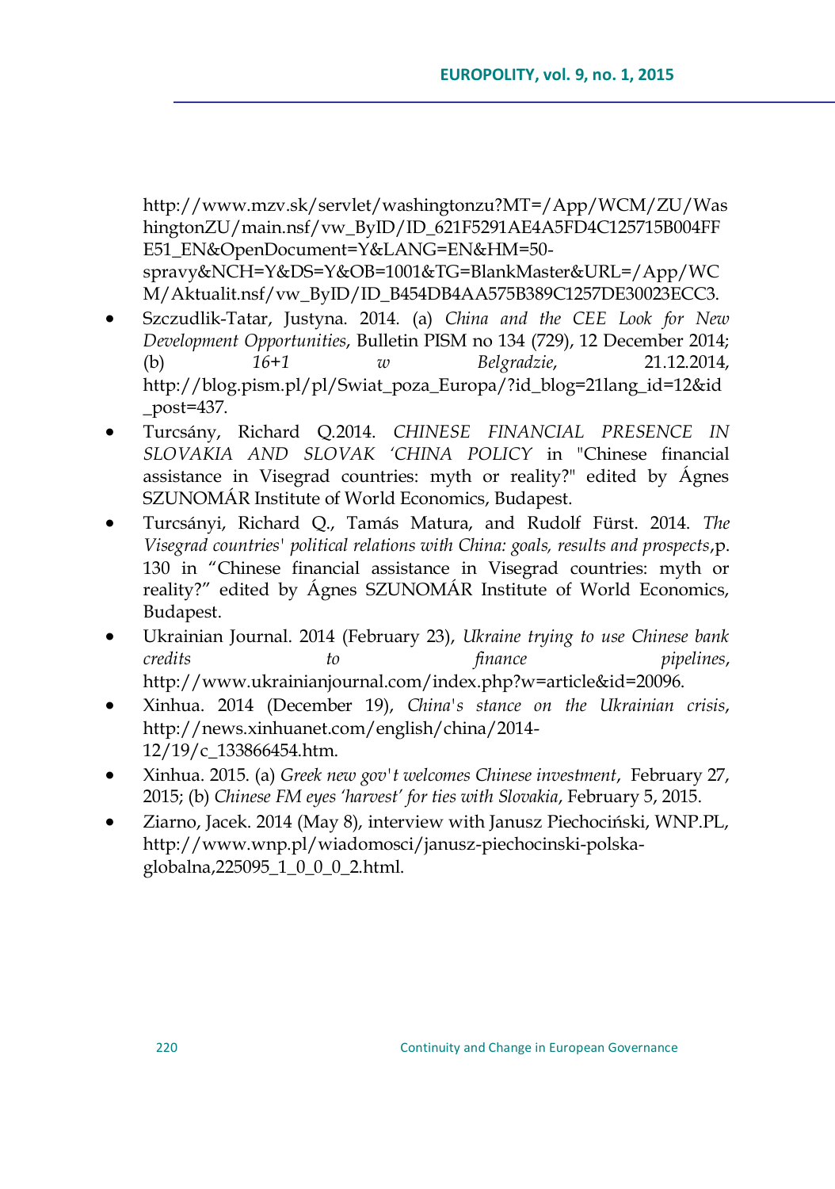http://www.mzv.sk/servlet/washingtonzu?MT=/App/WCM/ZU/WashingtonZU/main.nsf/vw_ByID/ID_621F5291AE4A5FD4C125715B004FFE51_EN&OpenDocument=Y&LANG=EN&HM=50-spravy&NCH=Y&DS=Y&OB=1001&TG=BlankMaster&URL=/App/WCM/Aktualit.nsf/vw_ByID/ID_B454DB4AA575B389C1257DE30023ECC3.

- Szczudlik-Tatar, Justyna. 2014. (a) *China and the CEE Look for New Development Opportunities*, Bulletin PISM no 134 (729), 12 December 2014; (b) *16+1 w Belgradzie*, 21.12.2014, http://blog.pism.pl/pl/Swiat_poza_Europa/?id_blog=21lang_id=12&id_post=437.
- Turcsány, Richard Q.2014. *CHINESE FINANCIAL PRESENCE IN SLOVAKIA AND SLOVAK 'CHINA POLICY* in "Chinese financial assistance in Visegrad countries: myth or reality?" edited by Ágnes SZUNOMÁR Institute of World Economics, Budapest.
- Turcsányi, Richard Q., Tamás Matura, and Rudolf Fürst. 2014. *The Visegrad countries' political relations with China: goals, results and prospects*,p. 130 in "Chinese financial assistance in Visegrad countries: myth or reality?" edited by Ágnes SZUNOMÁR Institute of World Economics, Budapest.
- Ukrainian Journal. 2014 (February 23), *Ukraine trying to use Chinese bank credits to finance pipelines*, http://www.ukrainianjournal.com/index.php?w=article&id=20096.
- Xinhua. 2014 (December 19), *China's stance on the Ukrainian crisis*, http://news.xinhuanet.com/english/china/2014-12/19/c_133866454.htm.
- Xinhua. 2015. (a) *Greek new gov't welcomes Chinese investment*, February 27, 2015; (b) *Chinese FM eyes 'harvest' for ties with Slovakia*, February 5, 2015.
- Ziarno, Jacek. 2014 (May 8), interview with Janusz Piechociński, WNP.PL, http://www.wnp.pl/wiadomosci/janusz-piechocinski-polska-globalna,225095_1_0_0_0_2.html.